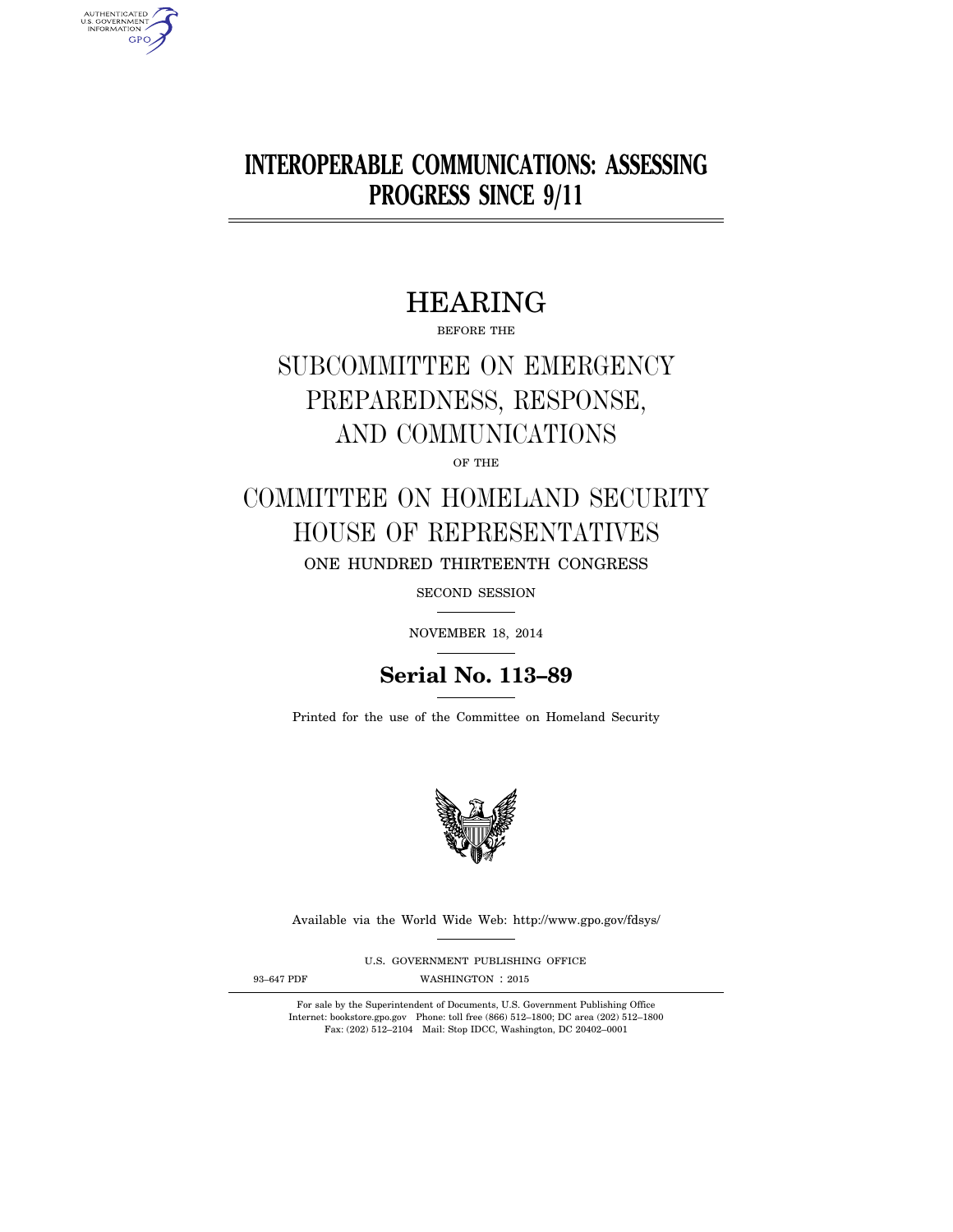# INTEROPERABLE COMMUNICATIONS: ASSESSING PROGRESS SINCE 9/11

## HEARING

BEFORE THE

## SUBCOMMITTEE ON EMERGENCY PREPAREDNESS, RESPONSE, AND COMMUNICATIONS

OF THE

## COMMITTEE ON HOMELAND SECURITY HOUSE OF REPRESENTATIVES

ONE HUNDRED THIRTEENTH CONGRESS

SECOND SESSION

NOVEMBER 18, 2014

**Serial No. 113–89**

Printed for the use of the Committee on Homeland Security

Available via the World Wide Web: http://www.gpo.gov/fdsys/

U.S. GOVERNMENT PUBLISHING OFFICE

93–647 PDF WASHINGTON : 2015

For sale by the Superintendent of Documents, U.S. Government Publishing Office
Internet: bookstore.gpo.gov Phone: toll free (866) 512–1800; DC area (202) 512–1800
Fax: (202) 512–2104 Mail: Stop IDCC, Washington, DC 20402–0001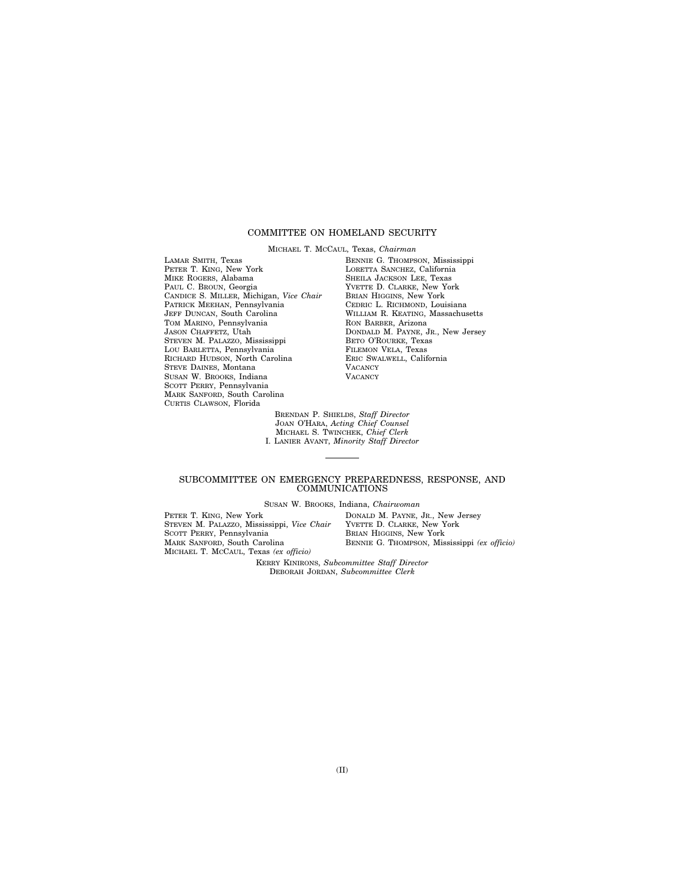## COMMITTEE ON HOMELAND SECURITY

MICHAEL T. MCCAUL, Texas, *Chairman*

LAMAR SMITH, Texas
PETER T. KING, New York
MIKE ROGERS, Alabama
PAUL C. BROUN, Georgia
CANDICE S. MILLER, Michigan, *Vice Chair*
PATRICK MEEHAN, Pennsylvania
JEFF DUNCAN, South Carolina
TOM MARINO, Pennsylvania
JASON CHAFFETZ, Utah
STEVEN M. PALAZZO, Mississippi
LOU BARLETTA, Pennsylvania
RICHARD HUDSON, North Carolina
STEVE DAINES, Montana
SUSAN W. BROOKS, Indiana
SCOTT PERRY, Pennsylvania
MARK SANFORD, South Carolina
CURTIS CLAWSON, Florida

BENNIE G. THOMPSON, Mississippi
LORETTA SANCHEZ, California
SHEILA JACKSON LEE, Texas
YVETTE D. CLARKE, New York
BRIAN HIGGINS, New York
CEDRIC L. RICHMOND, Louisiana
WILLIAM R. KEATING, Massachusetts
RON BARBER, Arizona
DONDALD M. PAYNE, JR., New Jersey
BETO O'ROURKE, Texas
FILEMON VELA, Texas
ERIC SWALWELL, California
VACANCY
VACANCY

BRENDAN P. SHIELDS, *Staff Director*
JOAN O'HARA, *Acting Chief Counsel*
MICHAEL S. TWINCHEK, *Chief Clerk*
I. LANIER AVANT, *Minority Staff Director*

---

## SUBCOMMITTEE ON EMERGENCY PREPAREDNESS, RESPONSE, AND COMMUNICATIONS

SUSAN W. BROOKS, Indiana, *Chairwoman*

PETER T. KING, New York
STEVEN M. PALAZZO, Mississippi, *Vice Chair*
SCOTT PERRY, Pennsylvania
MARK SANFORD, South Carolina
MICHAEL T. MCCAUL, Texas *(ex officio)*

DONALD M. PAYNE, JR., New Jersey
YVETTE D. CLARKE, New York
BRIAN HIGGINS, New York
BENNIE G. THOMPSON, Mississippi *(ex officio)*

KERRY KINIRONS, *Subcommittee Staff Director*
DEBORAH JORDAN, *Subcommittee Clerk*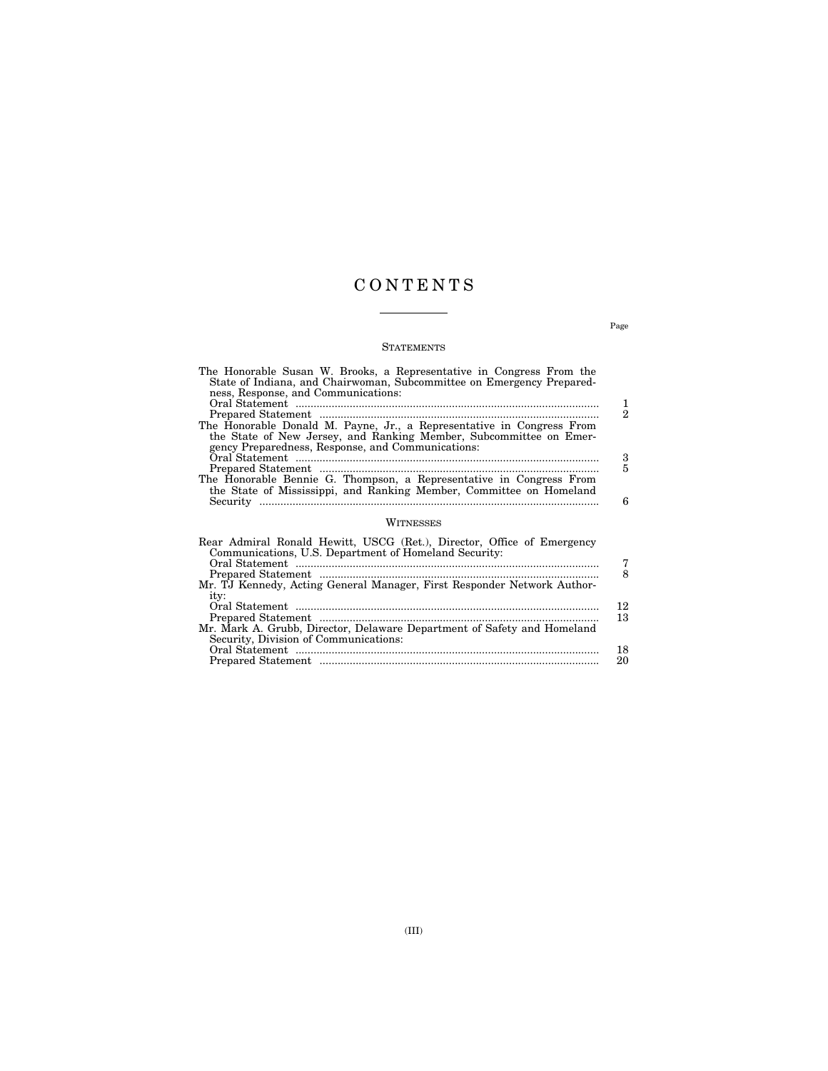# CONTENTS

Page

## STATEMENTS

The Honorable Susan W. Brooks, a Representative in Congress From the State of Indiana, and Chairwoman, Subcommittee on Emergency Preparedness, Response, and Communications:

| | |
|---|---|
| Oral Statement | 1 |
| Prepared Statement | 2 |

The Honorable Donald M. Payne, Jr., a Representative in Congress From the State of New Jersey, and Ranking Member, Subcommittee on Emergency Preparedness, Response, and Communications:

| | |
|---|---|
| Oral Statement | 3 |
| Prepared Statement | 5 |

| | |
|---|---|
| The Honorable Bennie G. Thompson, a Representative in Congress From the State of Mississippi, and Ranking Member, Committee on Homeland Security | 6 |

## WITNESSES

Rear Admiral Ronald Hewitt, USCG (Ret.), Director, Office of Emergency Communications, U.S. Department of Homeland Security:

| | |
|---|---|
| Oral Statement | 7 |
| Prepared Statement | 8 |

Mr. TJ Kennedy, Acting General Manager, First Responder Network Authority:

| | |
|---|---|
| Oral Statement | 12 |
| Prepared Statement | 13 |

Mr. Mark A. Grubb, Director, Delaware Department of Safety and Homeland Security, Division of Communications:

| | |
|---|---|
| Oral Statement | 18 |
| Prepared Statement | 20 |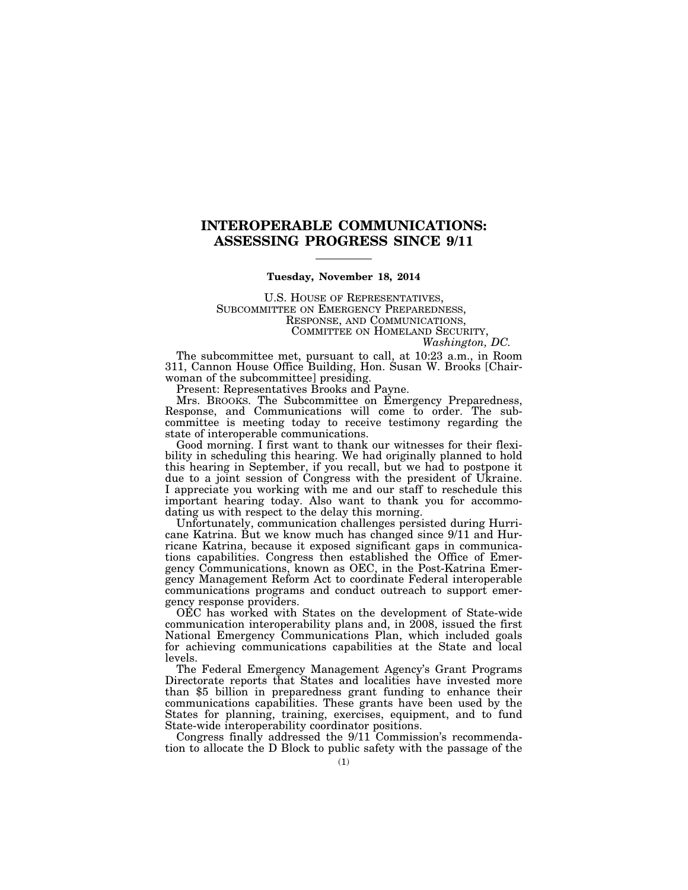# INTEROPERABLE COMMUNICATIONS: ASSESSING PROGRESS SINCE 9/11

**Tuesday, November 18, 2014**

U.S. HOUSE OF REPRESENTATIVES,
SUBCOMMITTEE ON EMERGENCY PREPAREDNESS,
RESPONSE, AND COMMUNICATIONS,
COMMITTEE ON HOMELAND SECURITY,
*Washington, DC.*

The subcommittee met, pursuant to call, at 10:23 a.m., in Room 311, Cannon House Office Building, Hon. Susan W. Brooks [Chairwoman of the subcommittee] presiding.

Present: Representatives Brooks and Payne.

Mrs. BROOKS. The Subcommittee on Emergency Preparedness, Response, and Communications will come to order. The subcommittee is meeting today to receive testimony regarding the state of interoperable communications.

Good morning. I first want to thank our witnesses for their flexibility in scheduling this hearing. We had originally planned to hold this hearing in September, if you recall, but we had to postpone it due to a joint session of Congress with the president of Ukraine. I appreciate you working with me and our staff to reschedule this important hearing today. Also want to thank you for accommodating us with respect to the delay this morning.

Unfortunately, communication challenges persisted during Hurricane Katrina. But we know much has changed since 9/11 and Hurricane Katrina, because it exposed significant gaps in communications capabilities. Congress then established the Office of Emergency Communications, known as OEC, in the Post-Katrina Emergency Management Reform Act to coordinate Federal interoperable communications programs and conduct outreach to support emergency response providers.

OEC has worked with States on the development of State-wide communication interoperability plans and, in 2008, issued the first National Emergency Communications Plan, which included goals for achieving communications capabilities at the State and local levels.

The Federal Emergency Management Agency's Grant Programs Directorate reports that States and localities have invested more than $5 billion in preparedness grant funding to enhance their communications capabilities. These grants have been used by the States for planning, training, exercises, equipment, and to fund State-wide interoperability coordinator positions.

Congress finally addressed the 9/11 Commission's recommendation to allocate the D Block to public safety with the passage of the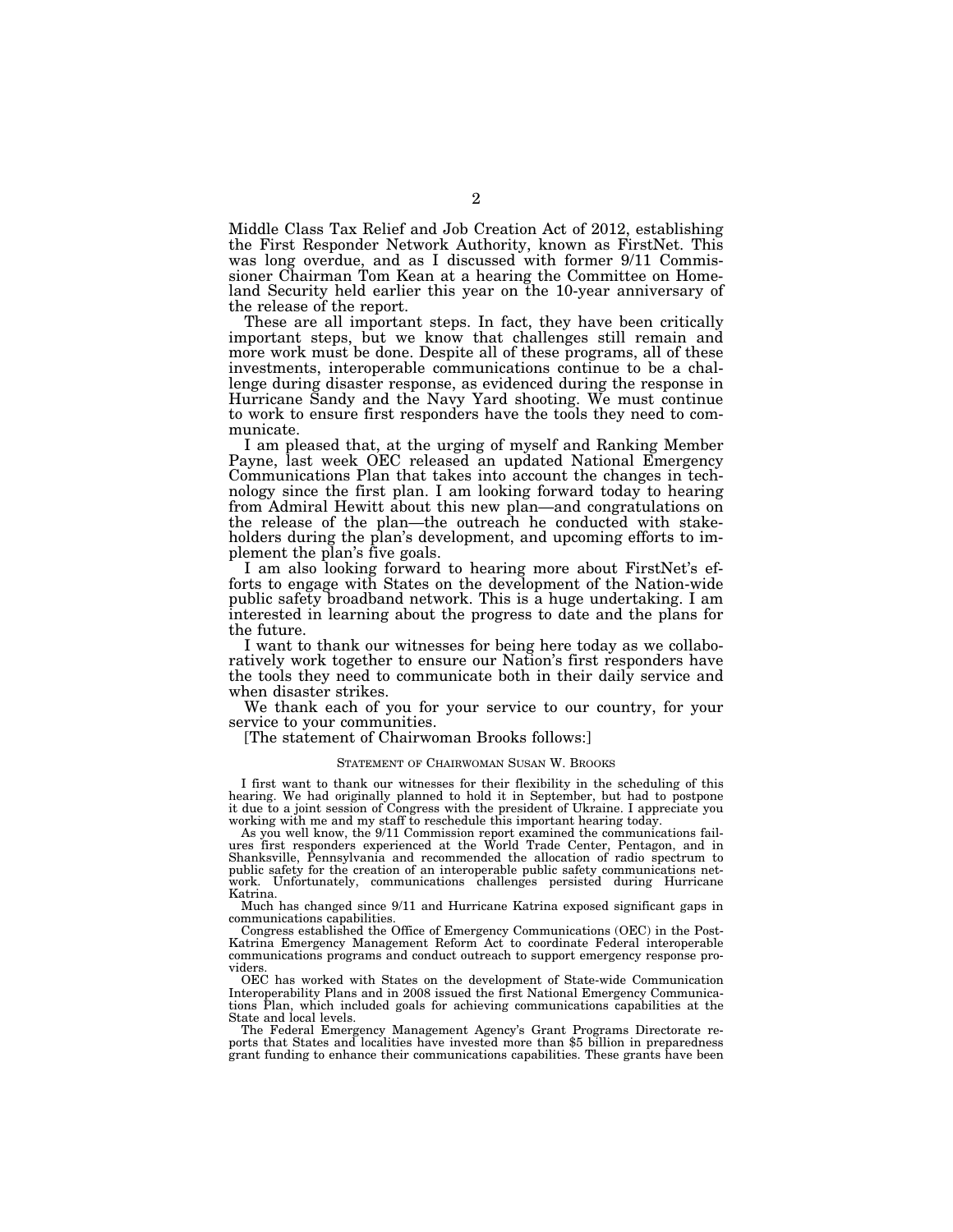Middle Class Tax Relief and Job Creation Act of 2012, establishing the First Responder Network Authority, known as FirstNet. This was long overdue, and as I discussed with former 9/11 Commissioner Chairman Tom Kean at a hearing the Committee on Homeland Security held earlier this year on the 10-year anniversary of the release of the report.

These are all important steps. In fact, they have been critically important steps, but we know that challenges still remain and more work must be done. Despite all of these programs, all of these investments, interoperable communications continue to be a challenge during disaster response, as evidenced during the response in Hurricane Sandy and the Navy Yard shooting. We must continue to work to ensure first responders have the tools they need to communicate.

I am pleased that, at the urging of myself and Ranking Member Payne, last week OEC released an updated National Emergency Communications Plan that takes into account the changes in technology since the first plan. I am looking forward today to hearing from Admiral Hewitt about this new plan—and congratulations on the release of the plan—the outreach he conducted with stakeholders during the plan's development, and upcoming efforts to implement the plan's five goals.

I am also looking forward to hearing more about FirstNet's efforts to engage with States on the development of the Nation-wide public safety broadband network. This is a huge undertaking. I am interested in learning about the progress to date and the plans for the future.

I want to thank our witnesses for being here today as we collaboratively work together to ensure our Nation's first responders have the tools they need to communicate both in their daily service and when disaster strikes.

We thank each of you for your service to our country, for your service to your communities.

[The statement of Chairwoman Brooks follows:]

STATEMENT OF CHAIRWOMAN SUSAN W. BROOKS

I first want to thank our witnesses for their flexibility in the scheduling of this hearing. We had originally planned to hold it in September, but had to postpone it due to a joint session of Congress with the president of Ukraine. I appreciate you working with me and my staff to reschedule this important hearing today.

As you well know, the 9/11 Commission report examined the communications failures first responders experienced at the World Trade Center, Pentagon, and in Shanksville, Pennsylvania and recommended the allocation of radio spectrum to public safety for the creation of an interoperable public safety communications network. Unfortunately, communications challenges persisted during Hurricane Katrina.

Much has changed since 9/11 and Hurricane Katrina exposed significant gaps in communications capabilities.

Congress established the Office of Emergency Communications (OEC) in the Post-Katrina Emergency Management Reform Act to coordinate Federal interoperable communications programs and conduct outreach to support emergency response providers.

OEC has worked with States on the development of State-wide Communication Interoperability Plans and in 2008 issued the first National Emergency Communications Plan, which included goals for achieving communications capabilities at the State and local levels.

The Federal Emergency Management Agency's Grant Programs Directorate reports that States and localities have invested more than $5 billion in preparedness grant funding to enhance their communications capabilities. These grants have been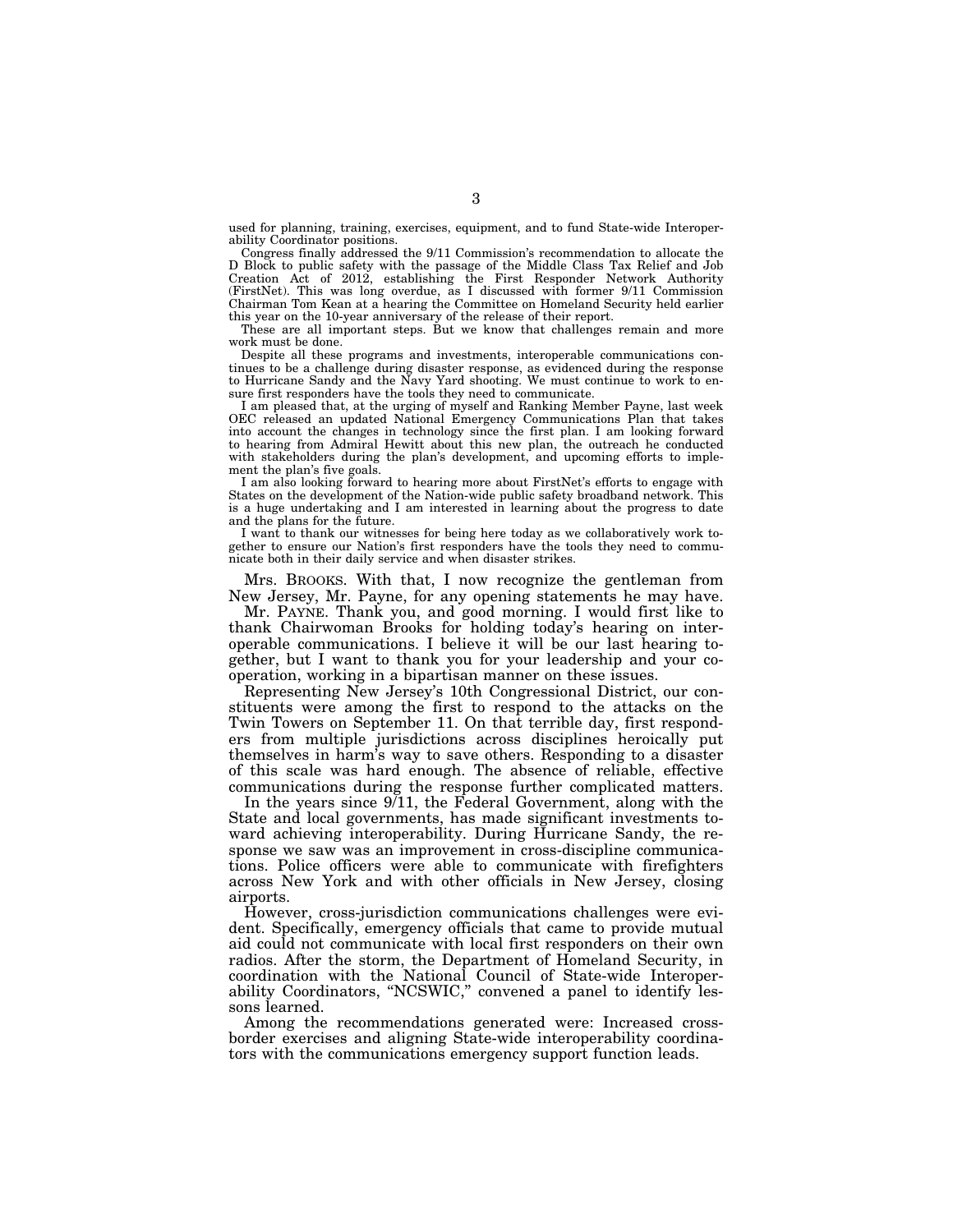used for planning, training, exercises, equipment, and to fund State-wide Interoperability Coordinator positions.

Congress finally addressed the 9/11 Commission's recommendation to allocate the D Block to public safety with the passage of the Middle Class Tax Relief and Job Creation Act of 2012, establishing the First Responder Network Authority (FirstNet). This was long overdue, as I discussed with former 9/11 Commission Chairman Tom Kean at a hearing the Committee on Homeland Security held earlier this year on the 10-year anniversary of the release of their report.

These are all important steps. But we know that challenges remain and more work must be done.

Despite all these programs and investments, interoperable communications continues to be a challenge during disaster response, as evidenced during the response to Hurricane Sandy and the Navy Yard shooting. We must continue to work to ensure first responders have the tools they need to communicate.

I am pleased that, at the urging of myself and Ranking Member Payne, last week OEC released an updated National Emergency Communications Plan that takes into account the changes in technology since the first plan. I am looking forward to hearing from Admiral Hewitt about this new plan, the outreach he conducted with stakeholders during the plan's development, and upcoming efforts to implement the plan's five goals.

I am also looking forward to hearing more about FirstNet's efforts to engage with States on the development of the Nation-wide public safety broadband network. This is a huge undertaking and I am interested in learning about the progress to date and the plans for the future.

I want to thank our witnesses for being here today as we collaboratively work together to ensure our Nation's first responders have the tools they need to communicate both in their daily service and when disaster strikes.

Mrs. BROOKS. With that, I now recognize the gentleman from New Jersey, Mr. Payne, for any opening statements he may have.

Mr. PAYNE. Thank you, and good morning. I would first like to thank Chairwoman Brooks for holding today's hearing on interoperable communications. I believe it will be our last hearing together, but I want to thank you for your leadership and your cooperation, working in a bipartisan manner on these issues.

Representing New Jersey's 10th Congressional District, our constituents were among the first to respond to the attacks on the Twin Towers on September 11. On that terrible day, first responders from multiple jurisdictions across disciplines heroically put themselves in harm's way to save others. Responding to a disaster of this scale was hard enough. The absence of reliable, effective communications during the response further complicated matters.

In the years since 9/11, the Federal Government, along with the State and local governments, has made significant investments toward achieving interoperability. During Hurricane Sandy, the response we saw was an improvement in cross-discipline communications. Police officers were able to communicate with firefighters across New York and with other officials in New Jersey, closing airports.

However, cross-jurisdiction communications challenges were evident. Specifically, emergency officials that came to provide mutual aid could not communicate with local first responders on their own radios. After the storm, the Department of Homeland Security, in coordination with the National Council of State-wide Interoperability Coordinators, "NCSWIC," convened a panel to identify lessons learned.

Among the recommendations generated were: Increased cross-border exercises and aligning State-wide interoperability coordinators with the communications emergency support function leads.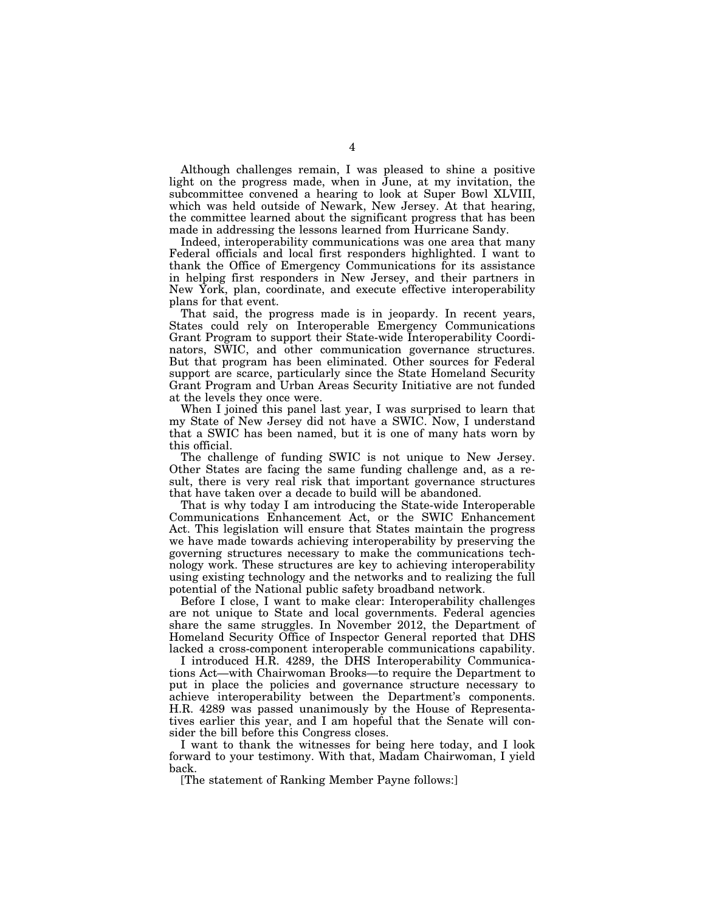Although challenges remain, I was pleased to shine a positive light on the progress made, when in June, at my invitation, the subcommittee convened a hearing to look at Super Bowl XLVIII, which was held outside of Newark, New Jersey. At that hearing, the committee learned about the significant progress that has been made in addressing the lessons learned from Hurricane Sandy.

Indeed, interoperability communications was one area that many Federal officials and local first responders highlighted. I want to thank the Office of Emergency Communications for its assistance in helping first responders in New Jersey, and their partners in New York, plan, coordinate, and execute effective interoperability plans for that event.

That said, the progress made is in jeopardy. In recent years, States could rely on Interoperable Emergency Communications Grant Program to support their State-wide Interoperability Coordinators, SWIC, and other communication governance structures. But that program has been eliminated. Other sources for Federal support are scarce, particularly since the State Homeland Security Grant Program and Urban Areas Security Initiative are not funded at the levels they once were.

When I joined this panel last year, I was surprised to learn that my State of New Jersey did not have a SWIC. Now, I understand that a SWIC has been named, but it is one of many hats worn by this official.

The challenge of funding SWIC is not unique to New Jersey. Other States are facing the same funding challenge and, as a result, there is very real risk that important governance structures that have taken over a decade to build will be abandoned.

That is why today I am introducing the State-wide Interoperable Communications Enhancement Act, or the SWIC Enhancement Act. This legislation will ensure that States maintain the progress we have made towards achieving interoperability by preserving the governing structures necessary to make the communications technology work. These structures are key to achieving interoperability using existing technology and the networks and to realizing the full potential of the National public safety broadband network.

Before I close, I want to make clear: Interoperability challenges are not unique to State and local governments. Federal agencies share the same struggles. In November 2012, the Department of Homeland Security Office of Inspector General reported that DHS lacked a cross-component interoperable communications capability.

I introduced H.R. 4289, the DHS Interoperability Communications Act—with Chairwoman Brooks—to require the Department to put in place the policies and governance structure necessary to achieve interoperability between the Department's components. H.R. 4289 was passed unanimously by the House of Representatives earlier this year, and I am hopeful that the Senate will consider the bill before this Congress closes.

I want to thank the witnesses for being here today, and I look forward to your testimony. With that, Madam Chairwoman, I yield back.

[The statement of Ranking Member Payne follows:]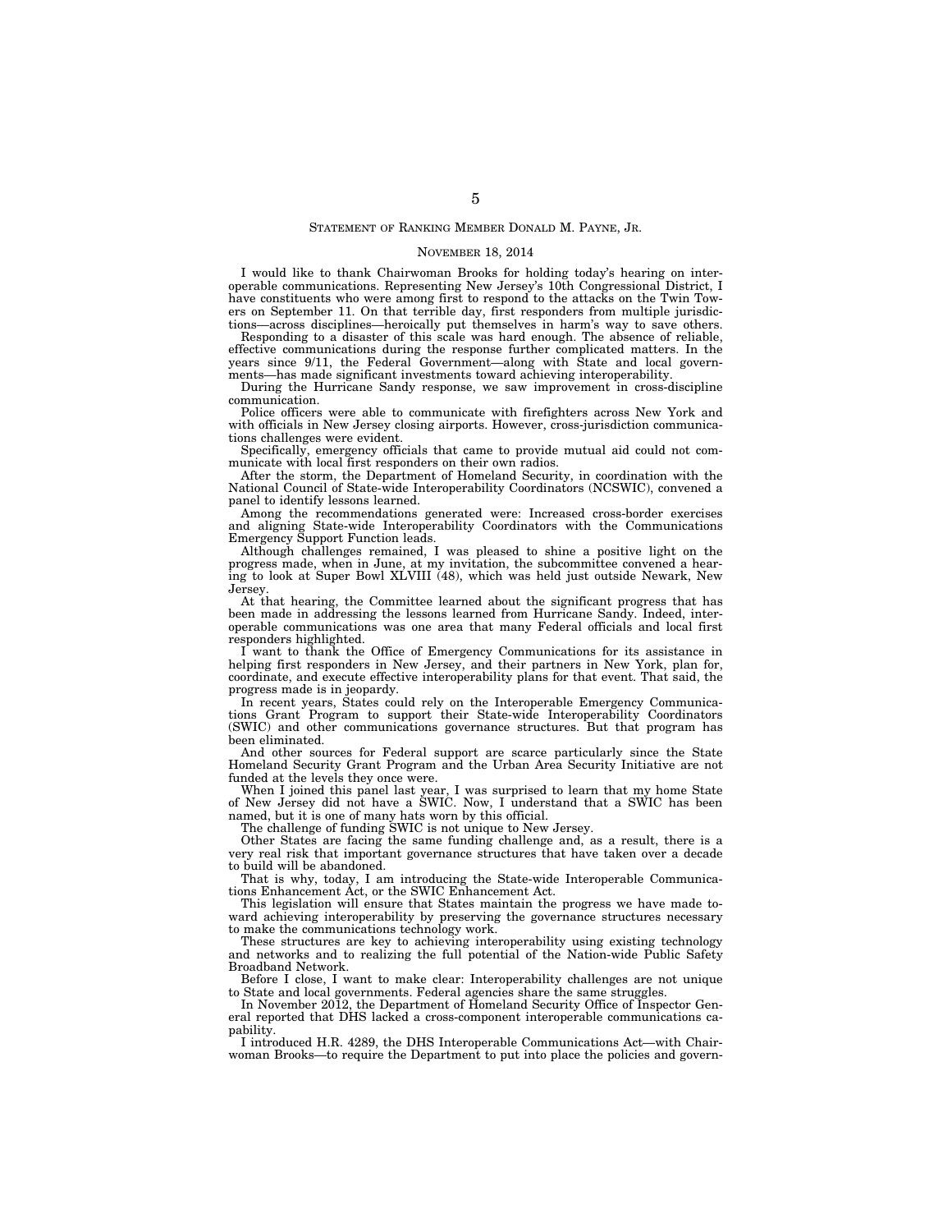STATEMENT OF RANKING MEMBER DONALD M. PAYNE, JR.

NOVEMBER 18, 2014

I would like to thank Chairwoman Brooks for holding today's hearing on interoperable communications. Representing New Jersey's 10th Congressional District, I have constituents who were among first to respond to the attacks on the Twin Towers on September 11. On that terrible day, first responders from multiple jurisdictions—across disciplines—heroically put themselves in harm's way to save others.

Responding to a disaster of this scale was hard enough. The absence of reliable, effective communications during the response further complicated matters. In the years since 9/11, the Federal Government—along with State and local governments—has made significant investments toward achieving interoperability.

During the Hurricane Sandy response, we saw improvement in cross-discipline communication.

Police officers were able to communicate with firefighters across New York and with officials in New Jersey closing airports. However, cross-jurisdiction communications challenges were evident.

Specifically, emergency officials that came to provide mutual aid could not communicate with local first responders on their own radios.

After the storm, the Department of Homeland Security, in coordination with the National Council of State-wide Interoperability Coordinators (NCSWIC), convened a panel to identify lessons learned.

Among the recommendations generated were: Increased cross-border exercises and aligning State-wide Interoperability Coordinators with the Communications Emergency Support Function leads.

Although challenges remained, I was pleased to shine a positive light on the progress made, when in June, at my invitation, the subcommittee convened a hearing to look at Super Bowl XLVIII (48), which was held just outside Newark, New Jersey.

At that hearing, the Committee learned about the significant progress that has been made in addressing the lessons learned from Hurricane Sandy. Indeed, interoperable communications was one area that many Federal officials and local first responders highlighted.

I want to thank the Office of Emergency Communications for its assistance in helping first responders in New Jersey, and their partners in New York, plan for, coordinate, and execute effective interoperability plans for that event. That said, the progress made is in jeopardy.

In recent years, States could rely on the Interoperable Emergency Communications Grant Program to support their State-wide Interoperability Coordinators (SWIC) and other communications governance structures. But that program has been eliminated.

And other sources for Federal support are scarce particularly since the State Homeland Security Grant Program and the Urban Area Security Initiative are not funded at the levels they once were.

When I joined this panel last year, I was surprised to learn that my home State of New Jersey did not have a SWIC. Now, I understand that a SWIC has been named, but it is one of many hats worn by this official.

The challenge of funding SWIC is not unique to New Jersey.

Other States are facing the same funding challenge and, as a result, there is a very real risk that important governance structures that have taken over a decade to build will be abandoned.

That is why, today, I am introducing the State-wide Interoperable Communications Enhancement Act, or the SWIC Enhancement Act.

This legislation will ensure that States maintain the progress we have made toward achieving interoperability by preserving the governance structures necessary to make the communications technology work.

These structures are key to achieving interoperability using existing technology and networks and to realizing the full potential of the Nation-wide Public Safety Broadband Network.

Before I close, I want to make clear: Interoperability challenges are not unique to State and local governments. Federal agencies share the same struggles.

In November 2012, the Department of Homeland Security Office of Inspector General reported that DHS lacked a cross-component interoperable communications capability.

I introduced H.R. 4289, the DHS Interoperable Communications Act—with Chairwoman Brooks—to require the Department to put into place the policies and govern-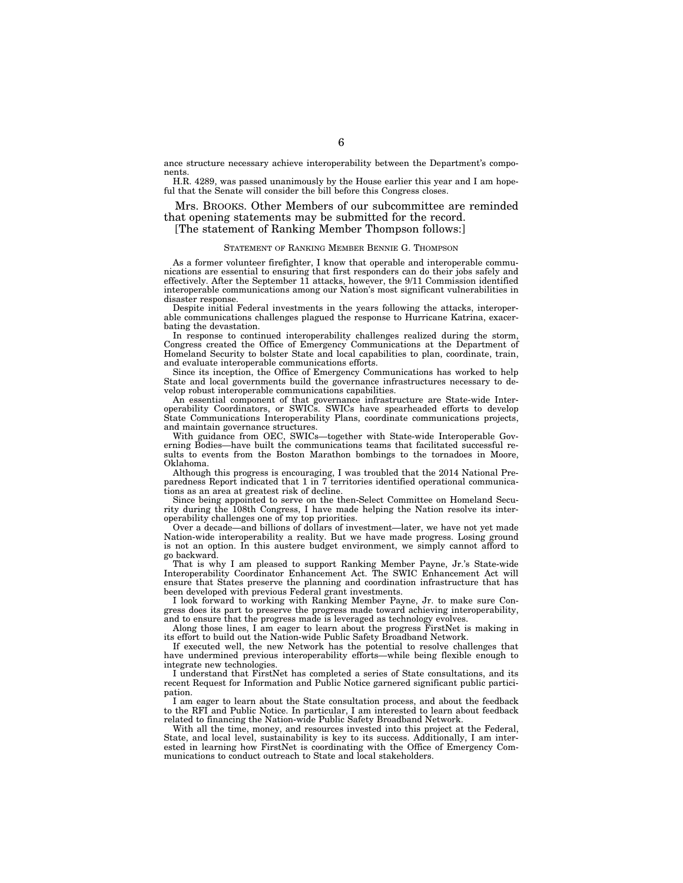ance structure necessary achieve interoperability between the Department's components.

H.R. 4289, was passed unanimously by the House earlier this year and I am hopeful that the Senate will consider the bill before this Congress closes.

Mrs. BROOKS. Other Members of our subcommittee are reminded that opening statements may be submitted for the record.

[The statement of Ranking Member Thompson follows:]

STATEMENT OF RANKING MEMBER BENNIE G. THOMPSON

As a former volunteer firefighter, I know that operable and interoperable communications are essential to ensuring that first responders can do their jobs safely and effectively. After the September 11 attacks, however, the 9/11 Commission identified interoperable communications among our Nation's most significant vulnerabilities in disaster response.

Despite initial Federal investments in the years following the attacks, interoperable communications challenges plagued the response to Hurricane Katrina, exacerbating the devastation.

In response to continued interoperability challenges realized during the storm, Congress created the Office of Emergency Communications at the Department of Homeland Security to bolster State and local capabilities to plan, coordinate, train, and evaluate interoperable communications efforts.

Since its inception, the Office of Emergency Communications has worked to help State and local governments build the governance infrastructures necessary to develop robust interoperable communications capabilities.

An essential component of that governance infrastructure are State-wide Interoperability Coordinators, or SWICs. SWICs have spearheaded efforts to develop State Communications Interoperability Plans, coordinate communications projects, and maintain governance structures.

With guidance from OEC, SWICs—together with State-wide Interoperable Governing Bodies—have built the communications teams that facilitated successful results to events from the Boston Marathon bombings to the tornadoes in Moore, Oklahoma.

Although this progress is encouraging, I was troubled that the 2014 National Preparedness Report indicated that 1 in 7 territories identified operational communications as an area at greatest risk of decline.

Since being appointed to serve on the then-Select Committee on Homeland Security during the 108th Congress, I have made helping the Nation resolve its interoperability challenges one of my top priorities.

Over a decade—and billions of dollars of investment—later, we have not yet made Nation-wide interoperability a reality. But we have made progress. Losing ground is not an option. In this austere budget environment, we simply cannot afford to go backward.

That is why I am pleased to support Ranking Member Payne, Jr.'s State-wide Interoperability Coordinator Enhancement Act. The SWIC Enhancement Act will ensure that States preserve the planning and coordination infrastructure that has been developed with previous Federal grant investments.

I look forward to working with Ranking Member Payne, Jr. to make sure Congress does its part to preserve the progress made toward achieving interoperability, and to ensure that the progress made is leveraged as technology evolves.

Along those lines, I am eager to learn about the progress FirstNet is making in its effort to build out the Nation-wide Public Safety Broadband Network.

If executed well, the new Network has the potential to resolve challenges that have undermined previous interoperability efforts—while being flexible enough to integrate new technologies.

I understand that FirstNet has completed a series of State consultations, and its recent Request for Information and Public Notice garnered significant public participation.

I am eager to learn about the State consultation process, and about the feedback to the RFI and Public Notice. In particular, I am interested to learn about feedback related to financing the Nation-wide Public Safety Broadband Network.

With all the time, money, and resources invested into this project at the Federal, State, and local level, sustainability is key to its success. Additionally, I am interested in learning how FirstNet is coordinating with the Office of Emergency Communications to conduct outreach to State and local stakeholders.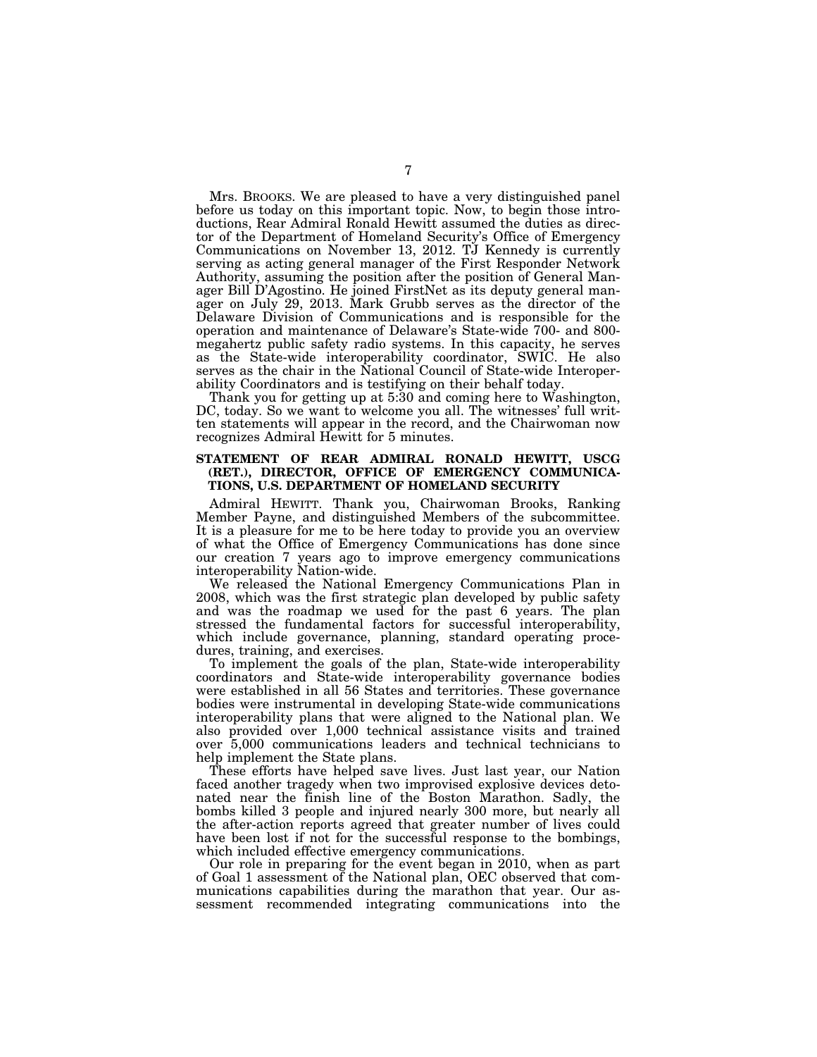Mrs. BROOKS. We are pleased to have a very distinguished panel before us today on this important topic. Now, to begin those introductions, Rear Admiral Ronald Hewitt assumed the duties as director of the Department of Homeland Security's Office of Emergency Communications on November 13, 2012. TJ Kennedy is currently serving as acting general manager of the First Responder Network Authority, assuming the position after the position of General Manager Bill D'Agostino. He joined FirstNet as its deputy general manager on July 29, 2013. Mark Grubb serves as the director of the Delaware Division of Communications and is responsible for the operation and maintenance of Delaware's State-wide 700- and 800-megahertz public safety radio systems. In this capacity, he serves as the State-wide interoperability coordinator, SWIC. He also serves as the chair in the National Council of State-wide Interoperability Coordinators and is testifying on their behalf today.

Thank you for getting up at 5:30 and coming here to Washington, DC, today. So we want to welcome you all. The witnesses' full written statements will appear in the record, and the Chairwoman now recognizes Admiral Hewitt for 5 minutes.

## STATEMENT OF REAR ADMIRAL RONALD HEWITT, USCG (RET.), DIRECTOR, OFFICE OF EMERGENCY COMMUNICATIONS, U.S. DEPARTMENT OF HOMELAND SECURITY

Admiral HEWITT. Thank you, Chairwoman Brooks, Ranking Member Payne, and distinguished Members of the subcommittee. It is a pleasure for me to be here today to provide you an overview of what the Office of Emergency Communications has done since our creation 7 years ago to improve emergency communications interoperability Nation-wide.

We released the National Emergency Communications Plan in 2008, which was the first strategic plan developed by public safety and was the roadmap we used for the past 6 years. The plan stressed the fundamental factors for successful interoperability, which include governance, planning, standard operating procedures, training, and exercises.

To implement the goals of the plan, State-wide interoperability coordinators and State-wide interoperability governance bodies were established in all 56 States and territories. These governance bodies were instrumental in developing State-wide communications interoperability plans that were aligned to the National plan. We also provided over 1,000 technical assistance visits and trained over 5,000 communications leaders and technical technicians to help implement the State plans.

These efforts have helped save lives. Just last year, our Nation faced another tragedy when two improvised explosive devices detonated near the finish line of the Boston Marathon. Sadly, the bombs killed 3 people and injured nearly 300 more, but nearly all the after-action reports agreed that greater number of lives could have been lost if not for the successful response to the bombings, which included effective emergency communications.

Our role in preparing for the event began in 2010, when as part of Goal 1 assessment of the National plan, OEC observed that communications capabilities during the marathon that year. Our assessment recommended integrating communications into the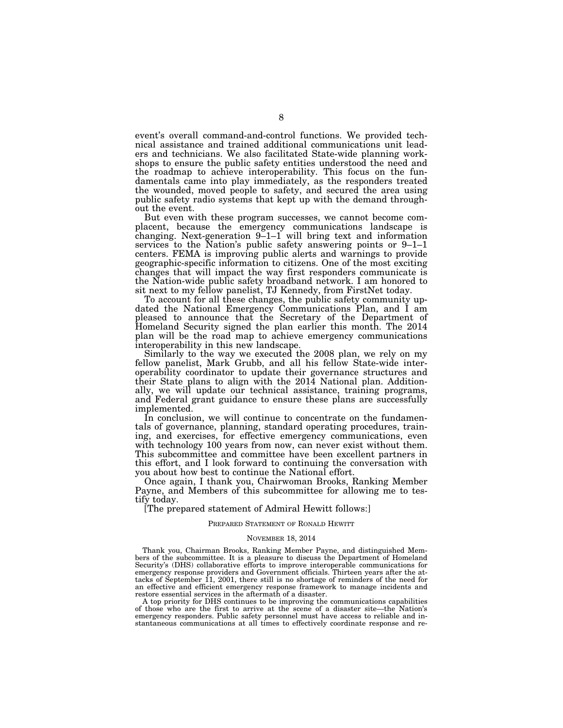event's overall command-and-control functions. We provided technical assistance and trained additional communications unit leaders and technicians. We also facilitated State-wide planning workshops to ensure the public safety entities understood the need and the roadmap to achieve interoperability. This focus on the fundamentals came into play immediately, as the responders treated the wounded, moved people to safety, and secured the area using public safety radio systems that kept up with the demand throughout the event.

But even with these program successes, we cannot become complacent, because the emergency communications landscape is changing. Next-generation 9–1–1 will bring text and information services to the Nation's public safety answering points or 9–1–1 centers. FEMA is improving public alerts and warnings to provide geographic-specific information to citizens. One of the most exciting changes that will impact the way first responders communicate is the Nation-wide public safety broadband network. I am honored to sit next to my fellow panelist, TJ Kennedy, from FirstNet today.

To account for all these changes, the public safety community updated the National Emergency Communications Plan, and I am pleased to announce that the Secretary of the Department of Homeland Security signed the plan earlier this month. The 2014 plan will be the road map to achieve emergency communications interoperability in this new landscape.

Similarly to the way we executed the 2008 plan, we rely on my fellow panelist, Mark Grubb, and all his fellow State-wide interoperability coordinator to update their governance structures and their State plans to align with the 2014 National plan. Additionally, we will update our technical assistance, training programs, and Federal grant guidance to ensure these plans are successfully implemented.

In conclusion, we will continue to concentrate on the fundamentals of governance, planning, standard operating procedures, training, and exercises, for effective emergency communications, even with technology 100 years from now, can never exist without them. This subcommittee and committee have been excellent partners in this effort, and I look forward to continuing the conversation with you about how best to continue the National effort.

Once again, I thank you, Chairwoman Brooks, Ranking Member Payne, and Members of this subcommittee for allowing me to testify today.

[The prepared statement of Admiral Hewitt follows:]

PREPARED STATEMENT OF RONALD HEWITT

NOVEMBER 18, 2014

Thank you, Chairman Brooks, Ranking Member Payne, and distinguished Members of the subcommittee. It is a pleasure to discuss the Department of Homeland Security's (DHS) collaborative efforts to improve interoperable communications for emergency response providers and Government officials. Thirteen years after the attacks of September 11, 2001, there still is no shortage of reminders of the need for an effective and efficient emergency response framework to manage incidents and restore essential services in the aftermath of a disaster.

A top priority for DHS continues to be improving the communications capabilities of those who are the first to arrive at the scene of a disaster site—the Nation's emergency responders. Public safety personnel must have access to reliable and instantaneous communications at all times to effectively coordinate response and re-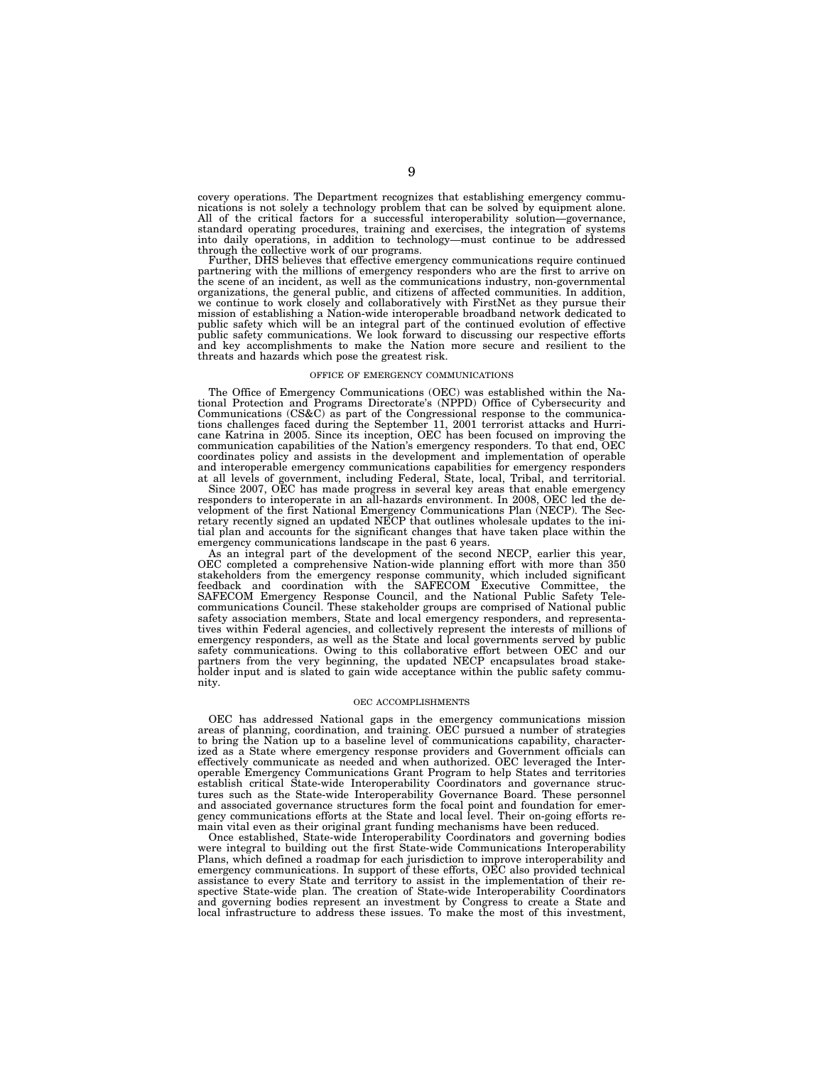covery operations. The Department recognizes that establishing emergency communications is not solely a technology problem that can be solved by equipment alone. All of the critical factors for a successful interoperability solution—governance, standard operating procedures, training and exercises, the integration of systems into daily operations, in addition to technology—must continue to be addressed through the collective work of our programs.

Further, DHS believes that effective emergency communications require continued partnering with the millions of emergency responders who are the first to arrive on the scene of an incident, as well as the communications industry, non-governmental organizations, the general public, and citizens of affected communities. In addition, we continue to work closely and collaboratively with FirstNet as they pursue their mission of establishing a Nation-wide interoperable broadband network dedicated to public safety which will be an integral part of the continued evolution of effective public safety communications. We look forward to discussing our respective efforts and key accomplishments to make the Nation more secure and resilient to the threats and hazards which pose the greatest risk.

### OFFICE OF EMERGENCY COMMUNICATIONS

The Office of Emergency Communications (OEC) was established within the National Protection and Programs Directorate's (NPPD) Office of Cybersecurity and Communications (CS&C) as part of the Congressional response to the communications challenges faced during the September 11, 2001 terrorist attacks and Hurricane Katrina in 2005. Since its inception, OEC has been focused on improving the communication capabilities of the Nation's emergency responders. To that end, OEC coordinates policy and assists in the development and implementation of operable and interoperable emergency communications capabilities for emergency responders at all levels of government, including Federal, State, local, Tribal, and territorial.

Since 2007, OEC has made progress in several key areas that enable emergency responders to interoperate in an all-hazards environment. In 2008, OEC led the development of the first National Emergency Communications Plan (NECP). The Secretary recently signed an updated NECP that outlines wholesale updates to the initial plan and accounts for the significant changes that have taken place within the emergency communications landscape in the past 6 years.

As an integral part of the development of the second NECP, earlier this year, OEC completed a comprehensive Nation-wide planning effort with more than 350 stakeholders from the emergency response community, which included significant feedback and coordination with the SAFECOM Executive Committee, the SAFECOM Emergency Response Council, and the National Public Safety Telecommunications Council. These stakeholder groups are comprised of National public safety association members, State and local emergency responders, and representatives within Federal agencies, and collectively represent the interests of millions of emergency responders, as well as the State and local governments served by public safety communications. Owing to this collaborative effort between OEC and our partners from the very beginning, the updated NECP encapsulates broad stakeholder input and is slated to gain wide acceptance within the public safety community.

### OEC ACCOMPLISHMENTS

OEC has addressed National gaps in the emergency communications mission areas of planning, coordination, and training. OEC pursued a number of strategies to bring the Nation up to a baseline level of communications capability, characterized as a State where emergency response providers and Government officials can effectively communicate as needed and when authorized. OEC leveraged the Interoperable Emergency Communications Grant Program to help States and territories establish critical State-wide Interoperability Coordinators and governance structures such as the State-wide Interoperability Governance Board. These personnel and associated governance structures form the focal point and foundation for emergency communications efforts at the State and local level. Their on-going efforts remain vital even as their original grant funding mechanisms have been reduced.

Once established, State-wide Interoperability Coordinators and governing bodies were integral to building out the first State-wide Communications Interoperability Plans, which defined a roadmap for each jurisdiction to improve interoperability and emergency communications. In support of these efforts, OEC also provided technical assistance to every State and territory to assist in the implementation of their respective State-wide plan. The creation of State-wide Interoperability Coordinators and governing bodies represent an investment by Congress to create a State and local infrastructure to address these issues. To make the most of this investment,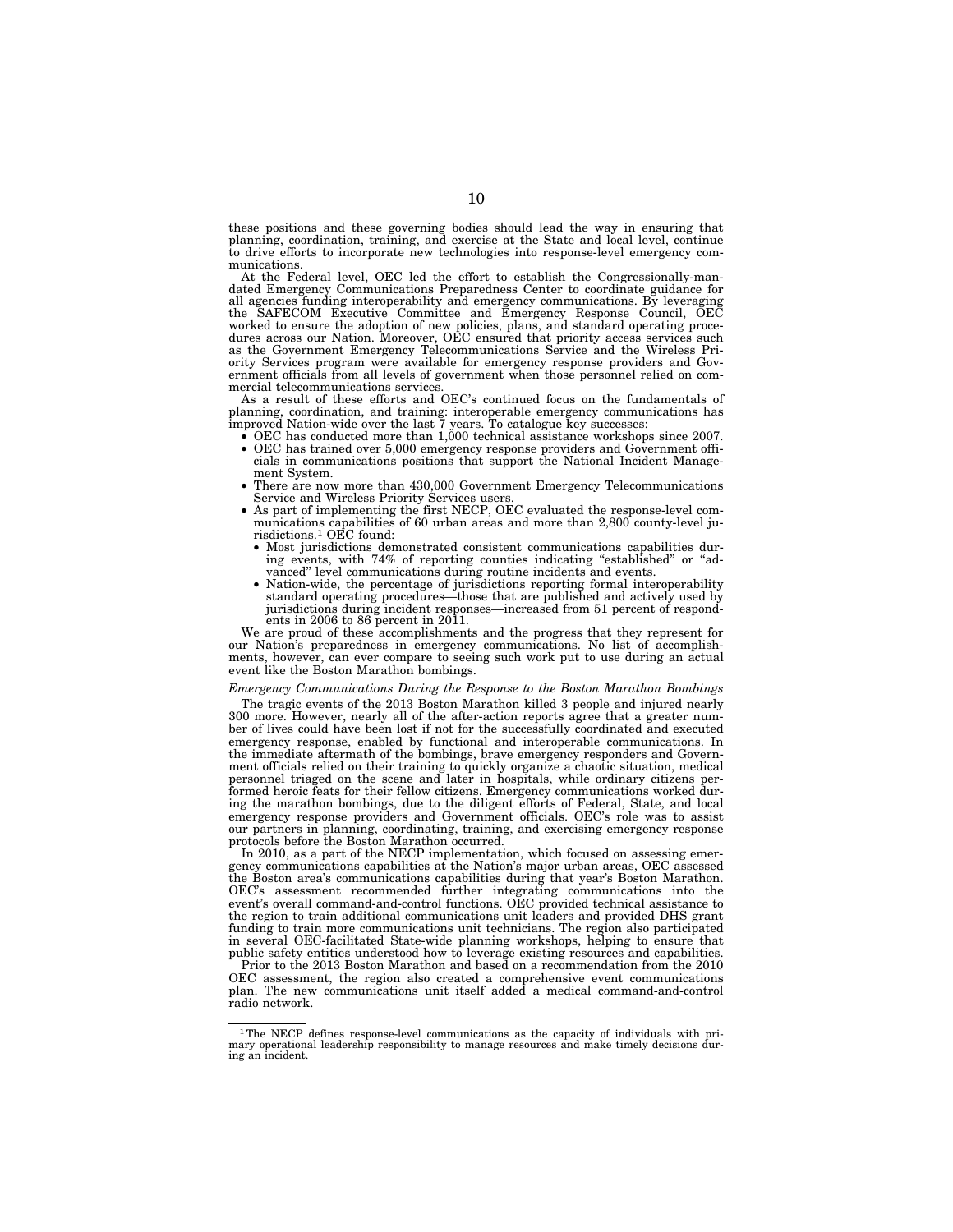these positions and these governing bodies should lead the way in ensuring that planning, coordination, training, and exercise at the State and local level, continue to drive efforts to incorporate new technologies into response-level emergency communications.

At the Federal level, OEC led the effort to establish the Congressionally-mandated Emergency Communications Preparedness Center to coordinate guidance for all agencies funding interoperability and emergency communications. By leveraging the SAFECOM Executive Committee and Emergency Response Council, OEC worked to ensure the adoption of new policies, plans, and standard operating procedures across our Nation. Moreover, OEC ensured that priority access services such as the Government Emergency Telecommunications Service and the Wireless Priority Services program were available for emergency response providers and Government officials from all levels of government when those personnel relied on commercial telecommunications services.

As a result of these efforts and OEC's continued focus on the fundamentals of planning, coordination, and training: interoperable emergency communications has improved Nation-wide over the last 7 years. To catalogue key successes:

- OEC has conducted more than 1,000 technical assistance workshops since 2007.
- OEC has trained over 5,000 emergency response providers and Government officials in communications positions that support the National Incident Management System.
- There are now more than 430,000 Government Emergency Telecommunications Service and Wireless Priority Services users.
- As part of implementing the first NECP, OEC evaluated the response-level communications capabilities of 60 urban areas and more than 2,800 county-level jurisdictions.[1] OEC found:
  - Most jurisdictions demonstrated consistent communications capabilities during events, with 74% of reporting counties indicating "established" or "advanced" level communications during routine incidents and events.
  - Nation-wide, the percentage of jurisdictions reporting formal interoperability standard operating procedures—those that are published and actively used by jurisdictions during incident responses—increased from 51 percent of respondents in 2006 to 86 percent in 2011.

We are proud of these accomplishments and the progress that they represent for our Nation's preparedness in emergency communications. No list of accomplishments, however, can ever compare to seeing such work put to use during an actual event like the Boston Marathon bombings.

*Emergency Communications During the Response to the Boston Marathon Bombings*

The tragic events of the 2013 Boston Marathon killed 3 people and injured nearly 300 more. However, nearly all of the after-action reports agree that a greater number of lives could have been lost if not for the successfully coordinated and executed emergency response, enabled by functional and interoperable communications. In the immediate aftermath of the bombings, brave emergency responders and Government officials relied on their training to quickly organize a chaotic situation, medical personnel triaged on the scene and later in hospitals, while ordinary citizens performed heroic feats for their fellow citizens. Emergency communications worked during the marathon bombings, due to the diligent efforts of Federal, State, and local emergency response providers and Government officials. OEC's role was to assist our partners in planning, coordinating, training, and exercising emergency response protocols before the Boston Marathon occurred.

In 2010, as a part of the NECP implementation, which focused on assessing emergency communications capabilities at the Nation's major urban areas, OEC assessed the Boston area's communications capabilities during that year's Boston Marathon. OEC's assessment recommended further integrating communications into the event's overall command-and-control functions. OEC provided technical assistance to the region to train additional communications unit leaders and provided DHS grant funding to train more communications unit technicians. The region also participated in several OEC-facilitated State-wide planning workshops, helping to ensure that public safety entities understood how to leverage existing resources and capabilities.

Prior to the 2013 Boston Marathon and based on a recommendation from the 2010 OEC assessment, the region also created a comprehensive event communications plan. The new communications unit itself added a medical command-and-control radio network.

---

[1] The NECP defines response-level communications as the capacity of individuals with primary operational leadership responsibility to manage resources and make timely decisions during an incident.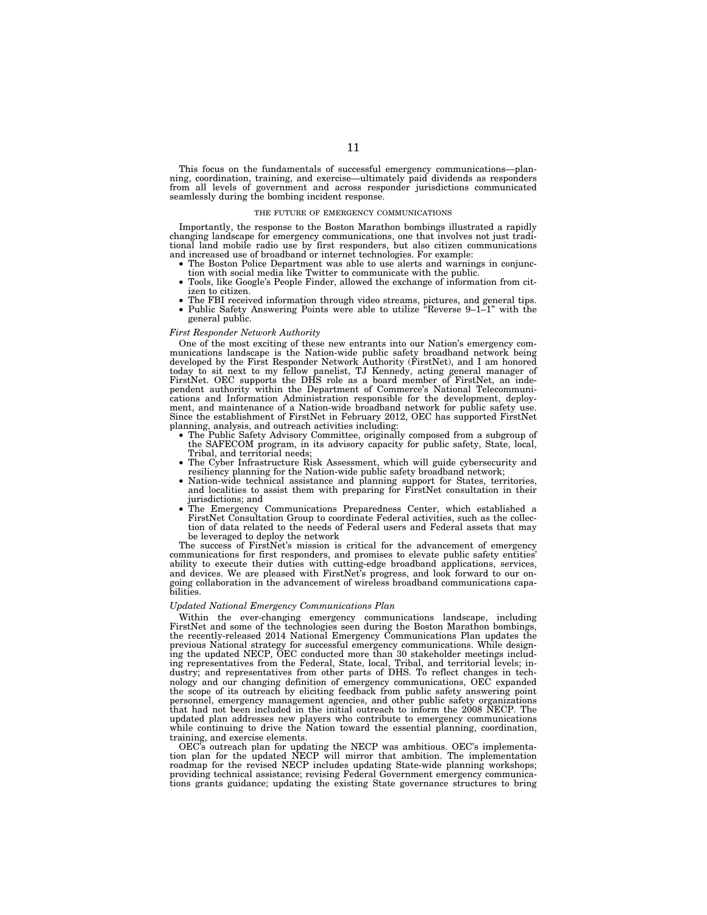This focus on the fundamentals of successful emergency communications—planning, coordination, training, and exercise—ultimately paid dividends as responders from all levels of government and across responder jurisdictions communicated seamlessly during the bombing incident response.

## THE FUTURE OF EMERGENCY COMMUNICATIONS

Importantly, the response to the Boston Marathon bombings illustrated a rapidly changing landscape for emergency communications, one that involves not just traditional land mobile radio use by first responders, but also citizen communications and increased use of broadband or internet technologies. For example:

- The Boston Police Department was able to use alerts and warnings in conjunction with social media like Twitter to communicate with the public.
- Tools, like Google's People Finder, allowed the exchange of information from citizen to citizen.
- The FBI received information through video streams, pictures, and general tips.
- Public Safety Answering Points were able to utilize "Reverse 9–1–1" with the general public.

### *First Responder Network Authority*

One of the most exciting of these new entrants into our Nation's emergency communications landscape is the Nation-wide public safety broadband network being developed by the First Responder Network Authority (FirstNet), and I am honored today to sit next to my fellow panelist, TJ Kennedy, acting general manager of FirstNet. OEC supports the DHS role as a board member of FirstNet, an independent authority within the Department of Commerce's National Telecommunications and Information Administration responsible for the development, deployment, and maintenance of a Nation-wide broadband network for public safety use. Since the establishment of FirstNet in February 2012, OEC has supported FirstNet planning, analysis, and outreach activities including:

- The Public Safety Advisory Committee, originally composed from a subgroup of the SAFECOM program, in its advisory capacity for public safety, State, local, Tribal, and territorial needs;
- The Cyber Infrastructure Risk Assessment, which will guide cybersecurity and resiliency planning for the Nation-wide public safety broadband network;
- Nation-wide technical assistance and planning support for States, territories, and localities to assist them with preparing for FirstNet consultation in their jurisdictions; and
- The Emergency Communications Preparedness Center, which established a FirstNet Consultation Group to coordinate Federal activities, such as the collection of data related to the needs of Federal users and Federal assets that may be leveraged to deploy the network

The success of FirstNet's mission is critical for the advancement of emergency communications for first responders, and promises to elevate public safety entities' ability to execute their duties with cutting-edge broadband applications, services, and devices. We are pleased with FirstNet's progress, and look forward to our on-going collaboration in the advancement of wireless broadband communications capabilities.

### *Updated National Emergency Communications Plan*

Within the ever-changing emergency communications landscape, including FirstNet and some of the technologies seen during the Boston Marathon bombings, the recently-released 2014 National Emergency Communications Plan updates the previous National strategy for successful emergency communications. While designing the updated NECP, OEC conducted more than 30 stakeholder meetings including representatives from the Federal, State, local, Tribal, and territorial levels; industry; and representatives from other parts of DHS. To reflect changes in technology and our changing definition of emergency communications, OEC expanded the scope of its outreach by eliciting feedback from public safety answering point personnel, emergency management agencies, and other public safety organizations that had not been included in the initial outreach to inform the 2008 NECP. The updated plan addresses new players who contribute to emergency communications while continuing to drive the Nation toward the essential planning, coordination, training, and exercise elements.

OEC's outreach plan for updating the NECP was ambitious. OEC's implementation plan for the updated NECP will mirror that ambition. The implementation roadmap for the revised NECP includes updating State-wide planning workshops; providing technical assistance; revising Federal Government emergency communications grants guidance; updating the existing State governance structures to bring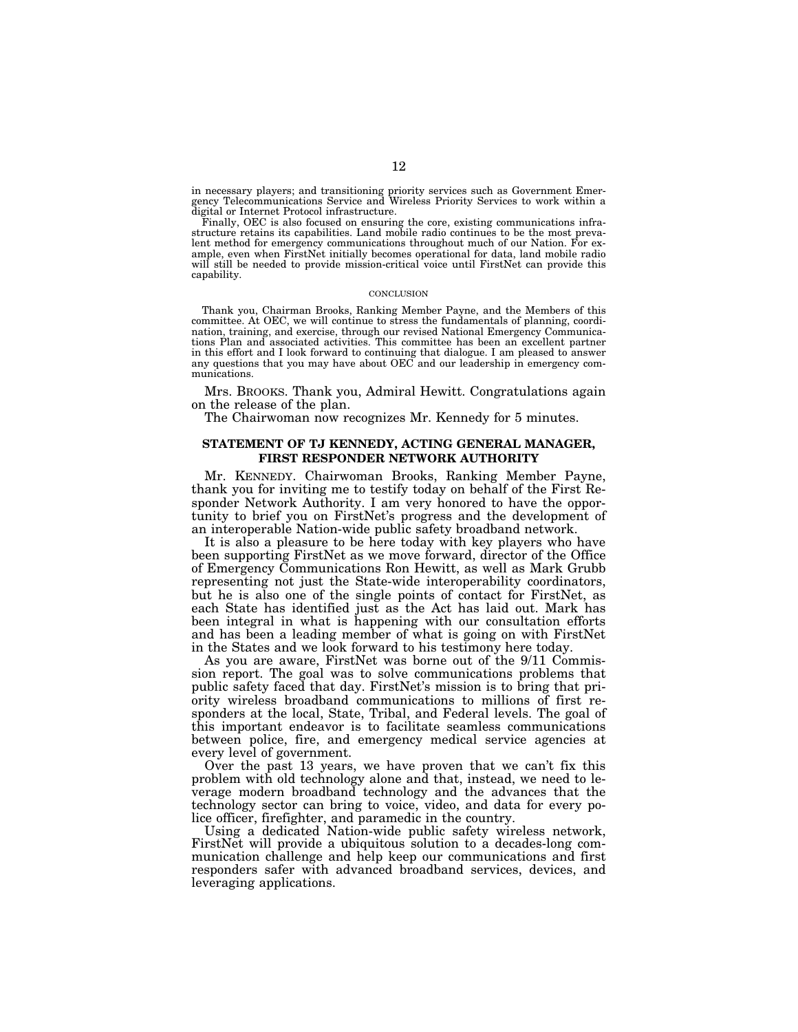in necessary players; and transitioning priority services such as Government Emergency Telecommunications Service and Wireless Priority Services to work within a digital or Internet Protocol infrastructure.

Finally, OEC is also focused on ensuring the core, existing communications infrastructure retains its capabilities. Land mobile radio continues to be the most prevalent method for emergency communications throughout much of our Nation. For example, even when FirstNet initially becomes operational for data, land mobile radio will still be needed to provide mission-critical voice until FirstNet can provide this capability.

CONCLUSION

Thank you, Chairman Brooks, Ranking Member Payne, and the Members of this committee. At OEC, we will continue to stress the fundamentals of planning, coordination, training, and exercise, through our revised National Emergency Communications Plan and associated activities. This committee has been an excellent partner in this effort and I look forward to continuing that dialogue. I am pleased to answer any questions that you may have about OEC and our leadership in emergency communications.

Mrs. BROOKS. Thank you, Admiral Hewitt. Congratulations again on the release of the plan.

The Chairwoman now recognizes Mr. Kennedy for 5 minutes.

## STATEMENT OF TJ KENNEDY, ACTING GENERAL MANAGER, FIRST RESPONDER NETWORK AUTHORITY

Mr. KENNEDY. Chairwoman Brooks, Ranking Member Payne, thank you for inviting me to testify today on behalf of the First Responder Network Authority. I am very honored to have the opportunity to brief you on FirstNet's progress and the development of an interoperable Nation-wide public safety broadband network.

It is also a pleasure to be here today with key players who have been supporting FirstNet as we move forward, director of the Office of Emergency Communications Ron Hewitt, as well as Mark Grubb representing not just the State-wide interoperability coordinators, but he is also one of the single points of contact for FirstNet, as each State has identified just as the Act has laid out. Mark has been integral in what is happening with our consultation efforts and has been a leading member of what is going on with FirstNet in the States and we look forward to his testimony here today.

As you are aware, FirstNet was borne out of the 9/11 Commission report. The goal was to solve communications problems that public safety faced that day. FirstNet's mission is to bring that priority wireless broadband communications to millions of first responders at the local, State, Tribal, and Federal levels. The goal of this important endeavor is to facilitate seamless communications between police, fire, and emergency medical service agencies at every level of government.

Over the past 13 years, we have proven that we can't fix this problem with old technology alone and that, instead, we need to leverage modern broadband technology and the advances that the technology sector can bring to voice, video, and data for every police officer, firefighter, and paramedic in the country.

Using a dedicated Nation-wide public safety wireless network, FirstNet will provide a ubiquitous solution to a decades-long communication challenge and help keep our communications and first responders safer with advanced broadband services, devices, and leveraging applications.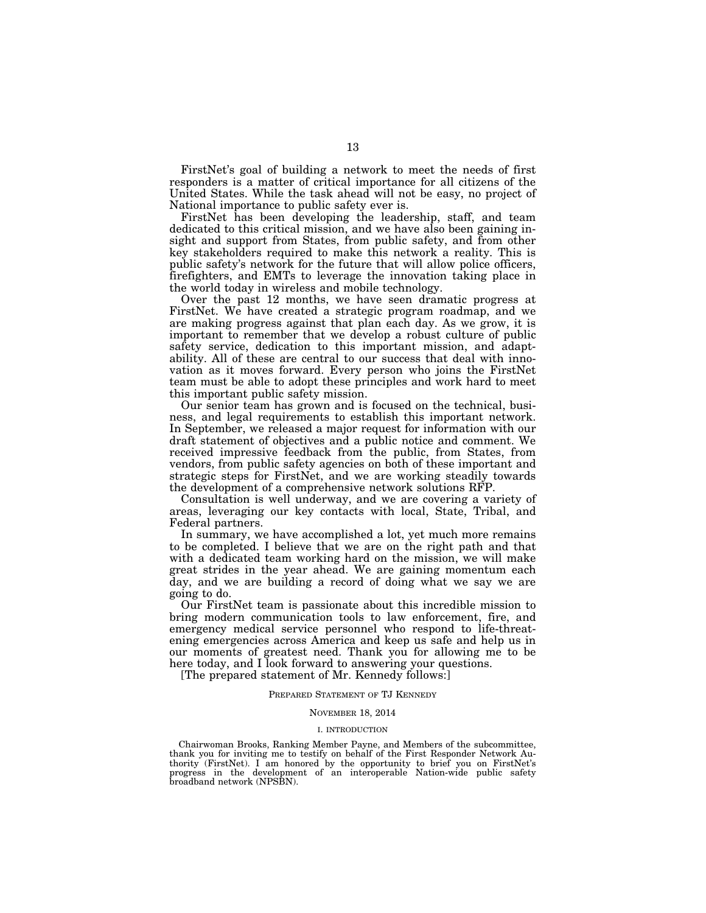FirstNet's goal of building a network to meet the needs of first responders is a matter of critical importance for all citizens of the United States. While the task ahead will not be easy, no project of National importance to public safety ever is.

FirstNet has been developing the leadership, staff, and team dedicated to this critical mission, and we have also been gaining insight and support from States, from public safety, and from other key stakeholders required to make this network a reality. This is public safety's network for the future that will allow police officers, firefighters, and EMTs to leverage the innovation taking place in the world today in wireless and mobile technology.

Over the past 12 months, we have seen dramatic progress at FirstNet. We have created a strategic program roadmap, and we are making progress against that plan each day. As we grow, it is important to remember that we develop a robust culture of public safety service, dedication to this important mission, and adaptability. All of these are central to our success that deal with innovation as it moves forward. Every person who joins the FirstNet team must be able to adopt these principles and work hard to meet this important public safety mission.

Our senior team has grown and is focused on the technical, business, and legal requirements to establish this important network. In September, we released a major request for information with our draft statement of objectives and a public notice and comment. We received impressive feedback from the public, from States, from vendors, from public safety agencies on both of these important and strategic steps for FirstNet, and we are working steadily towards the development of a comprehensive network solutions RFP.

Consultation is well underway, and we are covering a variety of areas, leveraging our key contacts with local, State, Tribal, and Federal partners.

In summary, we have accomplished a lot, yet much more remains to be completed. I believe that we are on the right path and that with a dedicated team working hard on the mission, we will make great strides in the year ahead. We are gaining momentum each day, and we are building a record of doing what we say we are going to do.

Our FirstNet team is passionate about this incredible mission to bring modern communication tools to law enforcement, fire, and emergency medical service personnel who respond to life-threatening emergencies across America and keep us safe and help us in our moments of greatest need. Thank you for allowing me to be here today, and I look forward to answering your questions.

[The prepared statement of Mr. Kennedy follows:]

PREPARED STATEMENT OF TJ KENNEDY

NOVEMBER 18, 2014

I. INTRODUCTION

Chairwoman Brooks, Ranking Member Payne, and Members of the subcommittee, thank you for inviting me to testify on behalf of the First Responder Network Authority (FirstNet). I am honored by the opportunity to brief you on FirstNet's progress in the development of an interoperable Nation-wide public safety broadband network (NPSBN).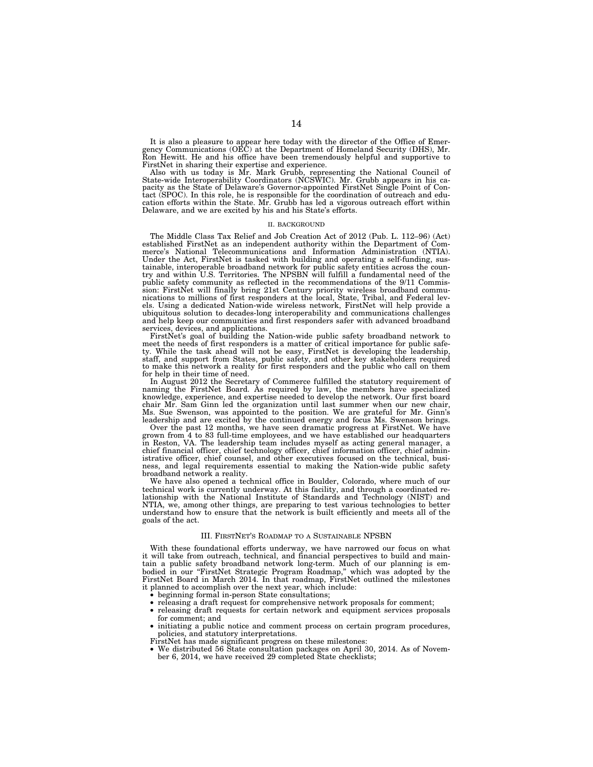It is also a pleasure to appear here today with the director of the Office of Emergency Communications (OEC) at the Department of Homeland Security (DHS), Mr. Ron Hewitt. He and his office have been tremendously helpful and supportive to FirstNet in sharing their expertise and experience.

Also with us today is Mr. Mark Grubb, representing the National Council of State-wide Interoperability Coordinators (NCSWIC). Mr. Grubb appears in his capacity as the State of Delaware's Governor-appointed FirstNet Single Point of Contact (SPOC). In this role, he is responsible for the coordination of outreach and education efforts within the State. Mr. Grubb has led a vigorous outreach effort within Delaware, and we are excited by his and his State's efforts.

## II. BACKGROUND

The Middle Class Tax Relief and Job Creation Act of 2012 (Pub. L. 112–96) (Act) established FirstNet as an independent authority within the Department of Commerce's National Telecommunications and Information Administration (NTIA). Under the Act, FirstNet is tasked with building and operating a self-funding, sustainable, interoperable broadband network for public safety entities across the country and within U.S. Territories. The NPSBN will fulfill a fundamental need of the public safety community as reflected in the recommendations of the 9/11 Commission: FirstNet will finally bring 21st Century priority wireless broadband communications to millions of first responders at the local, State, Tribal, and Federal levels. Using a dedicated Nation-wide wireless network, FirstNet will help provide a ubiquitous solution to decades-long interoperability and communications challenges and help keep our communities and first responders safer with advanced broadband services, devices, and applications.

FirstNet's goal of building the Nation-wide public safety broadband network to meet the needs of first responders is a matter of critical importance for public safety. While the task ahead will not be easy, FirstNet is developing the leadership, staff, and support from States, public safety, and other key stakeholders required to make this network a reality for first responders and the public who call on them for help in their time of need.

In August 2012 the Secretary of Commerce fulfilled the statutory requirement of naming the FirstNet Board. As required by law, the members have specialized knowledge, experience, and expertise needed to develop the network. Our first board chair Mr. Sam Ginn led the organization until last summer when our new chair, Ms. Sue Swenson, was appointed to the position. We are grateful for Mr. Ginn's leadership and are excited by the continued energy and focus Ms. Swenson brings.

Over the past 12 months, we have seen dramatic progress at FirstNet. We have grown from 4 to 83 full-time employees, and we have established our headquarters in Reston, VA. The leadership team includes myself as acting general manager, a chief financial officer, chief technology officer, chief information officer, chief administrative officer, chief counsel, and other executives focused on the technical, business, and legal requirements essential to making the Nation-wide public safety broadband network a reality.

We have also opened a technical office in Boulder, Colorado, where much of our technical work is currently underway. At this facility, and through a coordinated relationship with the National Institute of Standards and Technology (NIST) and NTIA, we, among other things, are preparing to test various technologies to better understand how to ensure that the network is built efficiently and meets all of the goals of the act.

## III. FIRSTNET'S ROADMAP TO A SUSTAINABLE NPSBN

With these foundational efforts underway, we have narrowed our focus on what it will take from outreach, technical, and financial perspectives to build and maintain a public safety broadband network long-term. Much of our planning is embodied in our "FirstNet Strategic Program Roadmap," which was adopted by the FirstNet Board in March 2014. In that roadmap, FirstNet outlined the milestones it planned to accomplish over the next year, which include:

- beginning formal in-person State consultations;
- releasing a draft request for comprehensive network proposals for comment;
- releasing draft requests for certain network and equipment services proposals for comment; and
- initiating a public notice and comment process on certain program procedures, policies, and statutory interpretations.

FirstNet has made significant progress on these milestones:

- We distributed 56 State consultation packages on April 30, 2014. As of November 6, 2014, we have received 29 completed State checklists;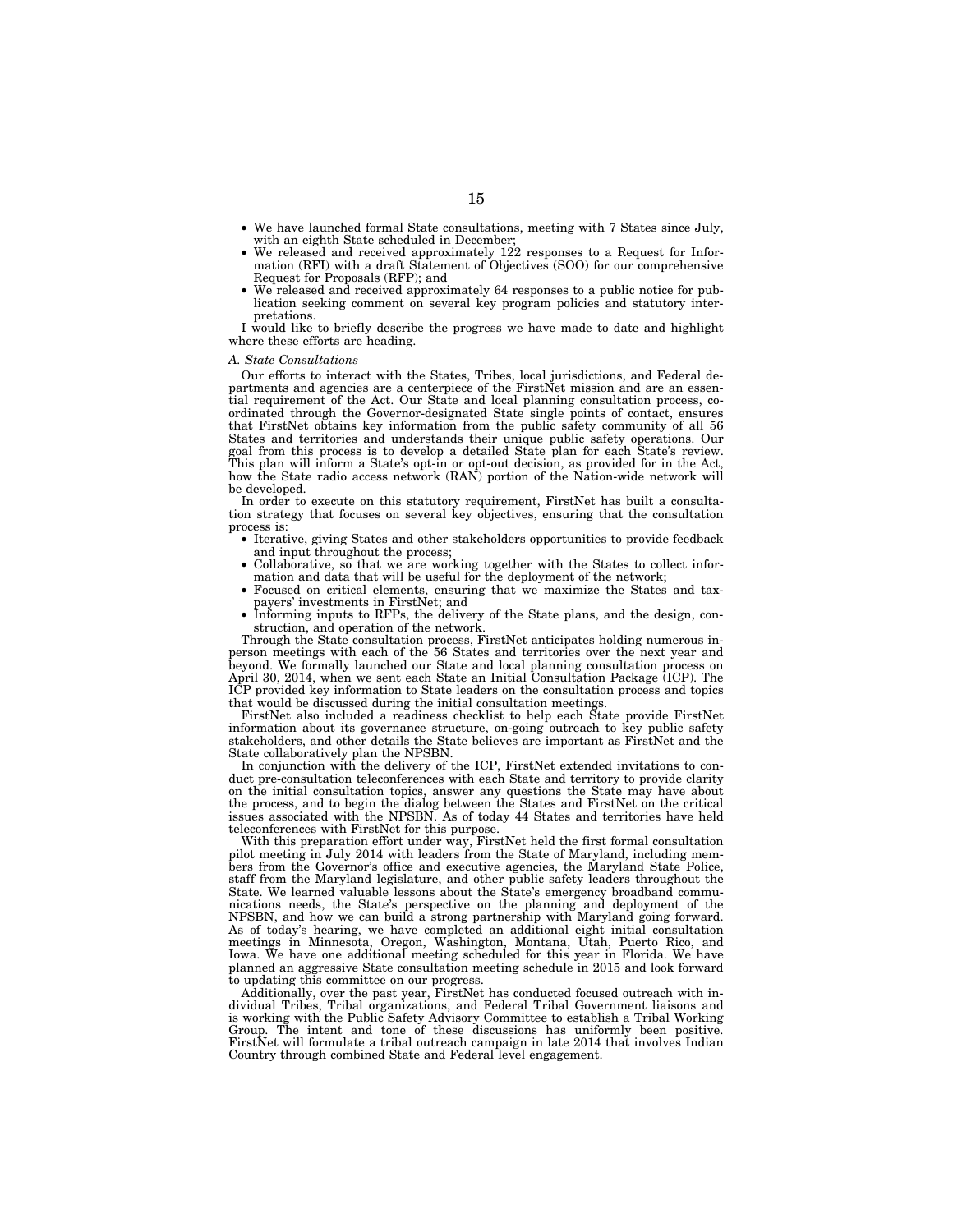- We have launched formal State consultations, meeting with 7 States since July, with an eighth State scheduled in December;
- We released and received approximately 122 responses to a Request for Information (RFI) with a draft Statement of Objectives (SOO) for our comprehensive Request for Proposals (RFP); and
- We released and received approximately 64 responses to a public notice for publication seeking comment on several key program policies and statutory interpretations.

I would like to briefly describe the progress we have made to date and highlight where these efforts are heading.

*A. State Consultations*

Our efforts to interact with the States, Tribes, local jurisdictions, and Federal departments and agencies are a centerpiece of the FirstNet mission and are an essential requirement of the Act. Our State and local planning consultation process, coordinated through the Governor-designated State single points of contact, ensures that FirstNet obtains key information from the public safety community of all 56 States and territories and understands their unique public safety operations. Our goal from this process is to develop a detailed State plan for each State's review. This plan will inform a State's opt-in or opt-out decision, as provided for in the Act, how the State radio access network (RAN) portion of the Nation-wide network will be developed.

In order to execute on this statutory requirement, FirstNet has built a consultation strategy that focuses on several key objectives, ensuring that the consultation process is:

- Iterative, giving States and other stakeholders opportunities to provide feedback and input throughout the process;
- Collaborative, so that we are working together with the States to collect information and data that will be useful for the deployment of the network;
- Focused on critical elements, ensuring that we maximize the States and taxpayers' investments in FirstNet; and
- Informing inputs to RFPs, the delivery of the State plans, and the design, construction, and operation of the network.

Through the State consultation process, FirstNet anticipates holding numerous in-person meetings with each of the 56 States and territories over the next year and beyond. We formally launched our State and local planning consultation process on April 30, 2014, when we sent each State an Initial Consultation Package (ICP). The ICP provided key information to State leaders on the consultation process and topics that would be discussed during the initial consultation meetings.

FirstNet also included a readiness checklist to help each State provide FirstNet information about its governance structure, on-going outreach to key public safety stakeholders, and other details the State believes are important as FirstNet and the State collaboratively plan the NPSBN.

In conjunction with the delivery of the ICP, FirstNet extended invitations to conduct pre-consultation teleconferences with each State and territory to provide clarity on the initial consultation topics, answer any questions the State may have about the process, and to begin the dialog between the States and FirstNet on the critical issues associated with the NPSBN. As of today 44 States and territories have held teleconferences with FirstNet for this purpose.

With this preparation effort under way, FirstNet held the first formal consultation pilot meeting in July 2014 with leaders from the State of Maryland, including members from the Governor's office and executive agencies, the Maryland State Police, staff from the Maryland legislature, and other public safety leaders throughout the State. We learned valuable lessons about the State's emergency broadband communications needs, the State's perspective on the planning and deployment of the NPSBN, and how we can build a strong partnership with Maryland going forward. As of today's hearing, we have completed an additional eight initial consultation meetings in Minnesota, Oregon, Washington, Montana, Utah, Puerto Rico, and Iowa. We have one additional meeting scheduled for this year in Florida. We have planned an aggressive State consultation meeting schedule in 2015 and look forward to updating this committee on our progress.

Additionally, over the past year, FirstNet has conducted focused outreach with individual Tribes, Tribal organizations, and Federal Tribal Government liaisons and is working with the Public Safety Advisory Committee to establish a Tribal Working Group. The intent and tone of these discussions has uniformly been positive. FirstNet will formulate a tribal outreach campaign in late 2014 that involves Indian Country through combined State and Federal level engagement.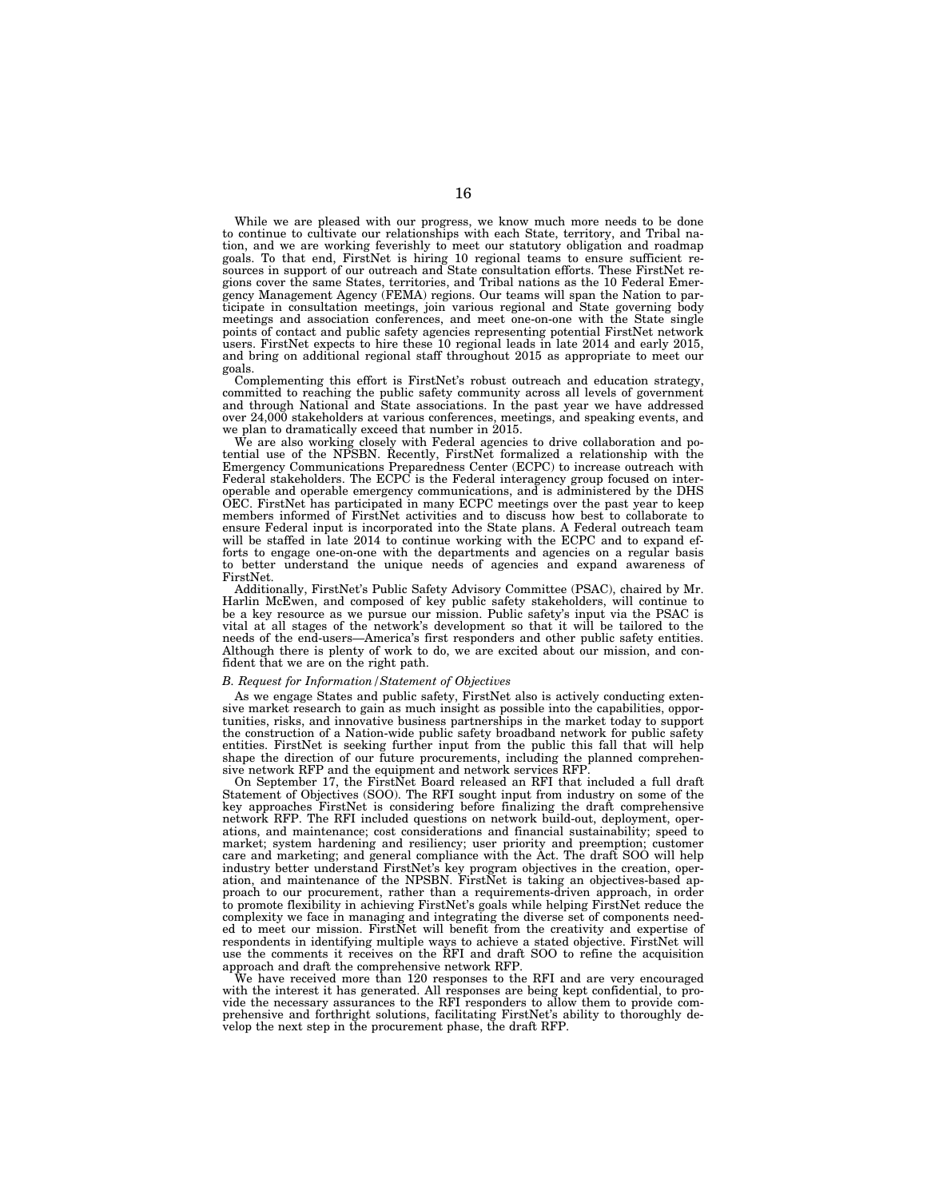While we are pleased with our progress, we know much more needs to be done to continue to cultivate our relationships with each State, territory, and Tribal nation, and we are working feverishly to meet our statutory obligation and roadmap goals. To that end, FirstNet is hiring 10 regional teams to ensure sufficient resources in support of our outreach and State consultation efforts. These FirstNet regions cover the same States, territories, and Tribal nations as the 10 Federal Emergency Management Agency (FEMA) regions. Our teams will span the Nation to participate in consultation meetings, join various regional and State governing body meetings and association conferences, and meet one-on-one with the State single points of contact and public safety agencies representing potential FirstNet network users. FirstNet expects to hire these 10 regional leads in late 2014 and early 2015, and bring on additional regional staff throughout 2015 as appropriate to meet our goals.

Complementing this effort is FirstNet's robust outreach and education strategy, committed to reaching the public safety community across all levels of government and through National and State associations. In the past year we have addressed over 24,000 stakeholders at various conferences, meetings, and speaking events, and we plan to dramatically exceed that number in 2015.

We are also working closely with Federal agencies to drive collaboration and potential use of the NPSBN. Recently, FirstNet formalized a relationship with the Emergency Communications Preparedness Center (ECPC) to increase outreach with Federal stakeholders. The ECPC is the Federal interagency group focused on interoperable and operable emergency communications, and is administered by the DHS OEC. FirstNet has participated in many ECPC meetings over the past year to keep members informed of FirstNet activities and to discuss how best to collaborate to ensure Federal input is incorporated into the State plans. A Federal outreach team will be staffed in late 2014 to continue working with the ECPC and to expand efforts to engage one-on-one with the departments and agencies on a regular basis to better understand the unique needs of agencies and expand awareness of FirstNet.

Additionally, FirstNet's Public Safety Advisory Committee (PSAC), chaired by Mr. Harlin McEwen, and composed of key public safety stakeholders, will continue to be a key resource as we pursue our mission. Public safety's input via the PSAC is vital at all stages of the network's development so that it will be tailored to the needs of the end-users—America's first responders and other public safety entities. Although there is plenty of work to do, we are excited about our mission, and confident that we are on the right path.

*B. Request for Information/Statement of Objectives*

As we engage States and public safety, FirstNet also is actively conducting extensive market research to gain as much insight as possible into the capabilities, opportunities, risks, and innovative business partnerships in the market today to support the construction of a Nation-wide public safety broadband network for public safety entities. FirstNet is seeking further input from the public this fall that will help shape the direction of our future procurements, including the planned comprehensive network RFP and the equipment and network services RFP.

On September 17, the FirstNet Board released an RFI that included a full draft Statement of Objectives (SOO). The RFI sought input from industry on some of the key approaches FirstNet is considering before finalizing the draft comprehensive network RFP. The RFI included questions on network build-out, deployment, operations, and maintenance; cost considerations and financial sustainability; speed to market; system hardening and resiliency; user priority and preemption; customer care and marketing; and general compliance with the Act. The draft SOO will help industry better understand FirstNet's key program objectives in the creation, operation, and maintenance of the NPSBN. FirstNet is taking an objectives-based approach to our procurement, rather than a requirements-driven approach, in order to promote flexibility in achieving FirstNet's goals while helping FirstNet reduce the complexity we face in managing and integrating the diverse set of components needed to meet our mission. FirstNet will benefit from the creativity and expertise of respondents in identifying multiple ways to achieve a stated objective. FirstNet will use the comments it receives on the RFI and draft SOO to refine the acquisition approach and draft the comprehensive network RFP.

We have received more than 120 responses to the RFI and are very encouraged with the interest it has generated. All responses are being kept confidential, to provide the necessary assurances to the RFI responders to allow them to provide comprehensive and forthright solutions, facilitating FirstNet's ability to thoroughly develop the next step in the procurement phase, the draft RFP.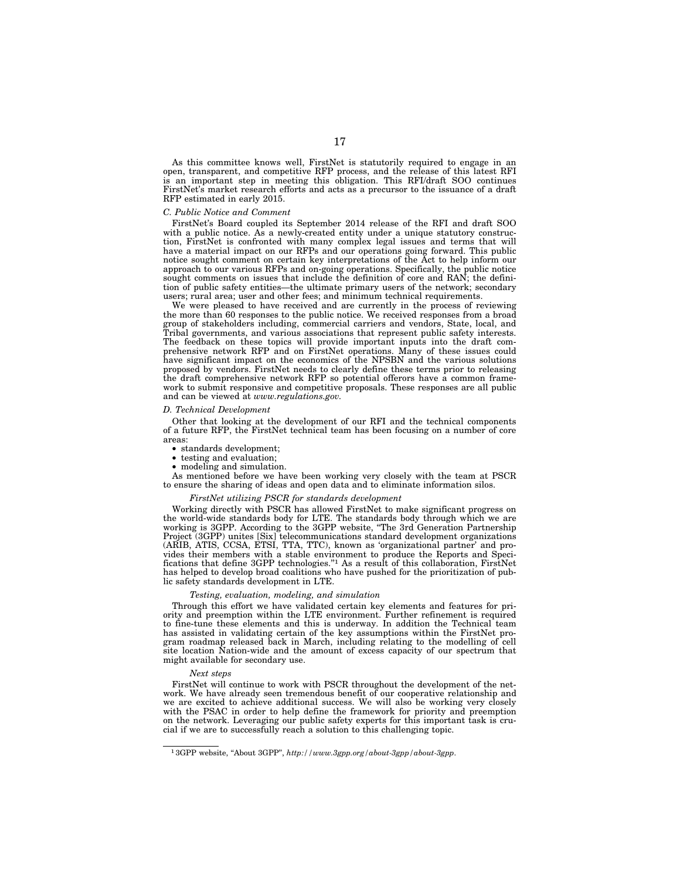As this committee knows well, FirstNet is statutorily required to engage in an open, transparent, and competitive RFP process, and the release of this latest RFI is an important step in meeting this obligation. This RFI/draft SOO continues FirstNet's market research efforts and acts as a precursor to the issuance of a draft RFP estimated in early 2015.

*C. Public Notice and Comment*

FirstNet's Board coupled its September 2014 release of the RFI and draft SOO with a public notice. As a newly-created entity under a unique statutory construction, FirstNet is confronted with many complex legal issues and terms that will have a material impact on our RFPs and our operations going forward. This public notice sought comment on certain key interpretations of the Act to help inform our approach to our various RFPs and on-going operations. Specifically, the public notice sought comments on issues that include the definition of core and RAN; the definition of public safety entities—the ultimate primary users of the network; secondary users; rural area; user and other fees; and minimum technical requirements.

We were pleased to have received and are currently in the process of reviewing the more than 60 responses to the public notice. We received responses from a broad group of stakeholders including, commercial carriers and vendors, State, local, and Tribal governments, and various associations that represent public safety interests. The feedback on these topics will provide important inputs into the draft comprehensive network RFP and on FirstNet operations. Many of these issues could have significant impact on the economics of the NPSBN and the various solutions proposed by vendors. FirstNet needs to clearly define these terms prior to releasing the draft comprehensive network RFP so potential offerors have a common framework to submit responsive and competitive proposals. These responses are all public and can be viewed at *www.regulations.gov*.

*D. Technical Development*

Other that looking at the development of our RFI and the technical components of a future RFP, the FirstNet technical team has been focusing on a number of core areas:

- standards development;
- testing and evaluation;
- modeling and simulation.

As mentioned before we have been working very closely with the team at PSCR to ensure the sharing of ideas and open data and to eliminate information silos.

*FirstNet utilizing PSCR for standards development*

Working directly with PSCR has allowed FirstNet to make significant progress on the world-wide standards body for LTE. The standards body through which we are working is 3GPP. According to the 3GPP website, "The 3rd Generation Partnership Project (3GPP) unites [Six] telecommunications standard development organizations (ARIB, ATIS, CCSA, ETSI, TTA, TTC), known as 'organizational partner' and provides their members with a stable environment to produce the Reports and Specifications that define 3GPP technologies."[1] As a result of this collaboration, FirstNet has helped to develop broad coalitions who have pushed for the prioritization of public safety standards development in LTE.

*Testing, evaluation, modeling, and simulation*

Through this effort we have validated certain key elements and features for priority and preemption within the LTE environment. Further refinement is required to fine-tune these elements and this is underway. In addition the Technical team has assisted in validating certain of the key assumptions within the FirstNet program roadmap released back in March, including relating to the modelling of cell site location Nation-wide and the amount of excess capacity of our spectrum that might available for secondary use.

*Next steps*

FirstNet will continue to work with PSCR throughout the development of the network. We have already seen tremendous benefit of our cooperative relationship and we are excited to achieve additional success. We will also be working very closely with the PSAC in order to help define the framework for priority and preemption on the network. Leveraging our public safety experts for this important task is crucial if we are to successfully reach a solution to this challenging topic.

[1] 3GPP website, "About 3GPP", *http://www.3gpp.org/about-3gpp/about-3gpp*.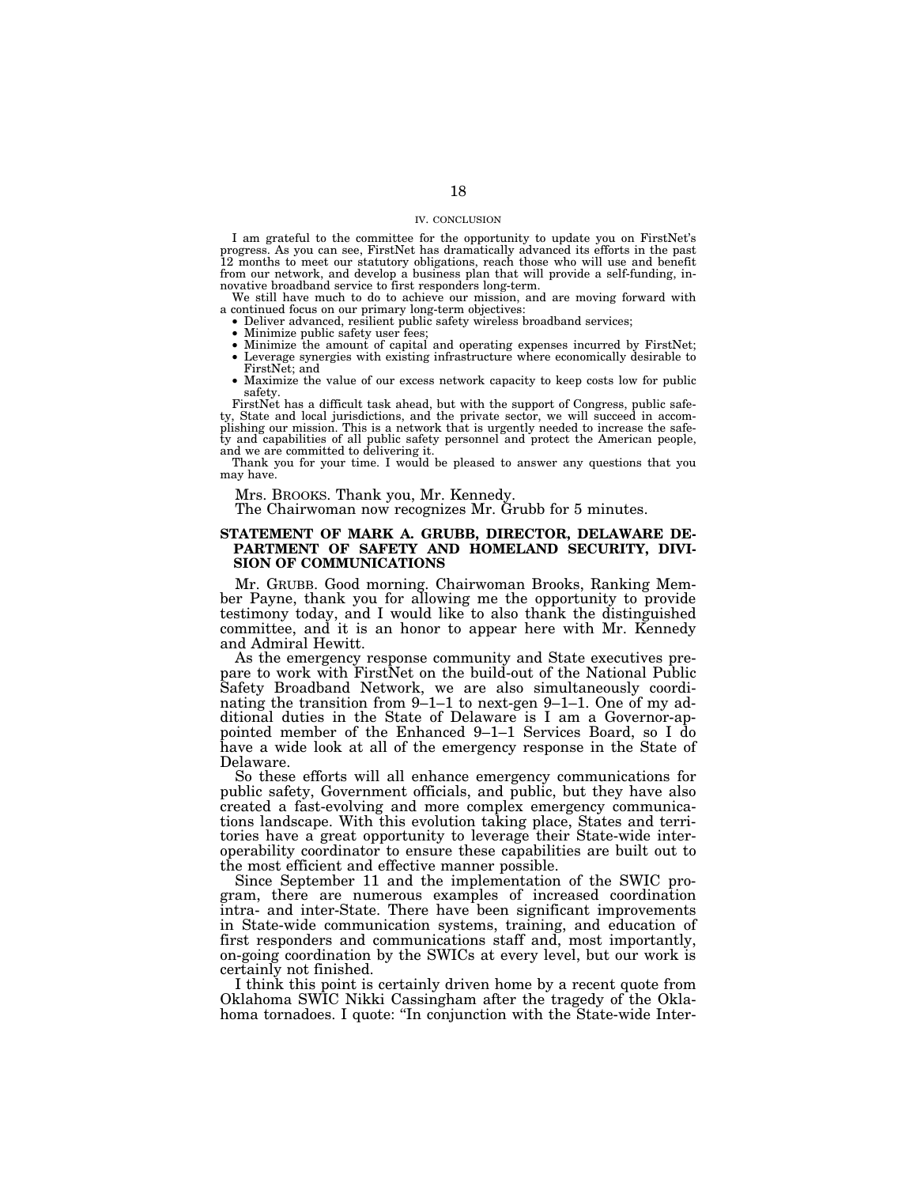## IV. CONCLUSION

I am grateful to the committee for the opportunity to update you on FirstNet's progress. As you can see, FirstNet has dramatically advanced its efforts in the past 12 months to meet our statutory obligations, reach those who will use and benefit from our network, and develop a business plan that will provide a self-funding, innovative broadband service to first responders long-term.

We still have much to do to achieve our mission, and are moving forward with a continued focus on our primary long-term objectives:

- Deliver advanced, resilient public safety wireless broadband services;
- Minimize public safety user fees;
- Minimize the amount of capital and operating expenses incurred by FirstNet;
- Leverage synergies with existing infrastructure where economically desirable to FirstNet; and
- Maximize the value of our excess network capacity to keep costs low for public safety.

FirstNet has a difficult task ahead, but with the support of Congress, public safety, State and local jurisdictions, and the private sector, we will succeed in accomplishing our mission. This is a network that is urgently needed to increase the safety and capabilities of all public safety personnel and protect the American people, and we are committed to delivering it.

Thank you for your time. I would be pleased to answer any questions that you may have.

Mrs. BROOKS. Thank you, Mr. Kennedy.

The Chairwoman now recognizes Mr. Grubb for 5 minutes.

### STATEMENT OF MARK A. GRUBB, DIRECTOR, DELAWARE DEPARTMENT OF SAFETY AND HOMELAND SECURITY, DIVISION OF COMMUNICATIONS

Mr. GRUBB. Good morning. Chairwoman Brooks, Ranking Member Payne, thank you for allowing me the opportunity to provide testimony today, and I would like to also thank the distinguished committee, and it is an honor to appear here with Mr. Kennedy and Admiral Hewitt.

As the emergency response community and State executives prepare to work with FirstNet on the build-out of the National Public Safety Broadband Network, we are also simultaneously coordinating the transition from 9–1–1 to next-gen 9–1–1. One of my additional duties in the State of Delaware is I am a Governor-appointed member of the Enhanced 9–1–1 Services Board, so I do have a wide look at all of the emergency response in the State of Delaware.

So these efforts will all enhance emergency communications for public safety, Government officials, and public, but they have also created a fast-evolving and more complex emergency communications landscape. With this evolution taking place, States and territories have a great opportunity to leverage their State-wide interoperability coordinator to ensure these capabilities are built out to the most efficient and effective manner possible.

Since September 11 and the implementation of the SWIC program, there are numerous examples of increased coordination intra- and inter-State. There have been significant improvements in State-wide communication systems, training, and education of first responders and communications staff and, most importantly, on-going coordination by the SWICs at every level, but our work is certainly not finished.

I think this point is certainly driven home by a recent quote from Oklahoma SWIC Nikki Cassingham after the tragedy of the Oklahoma tornadoes. I quote: "In conjunction with the State-wide Inter-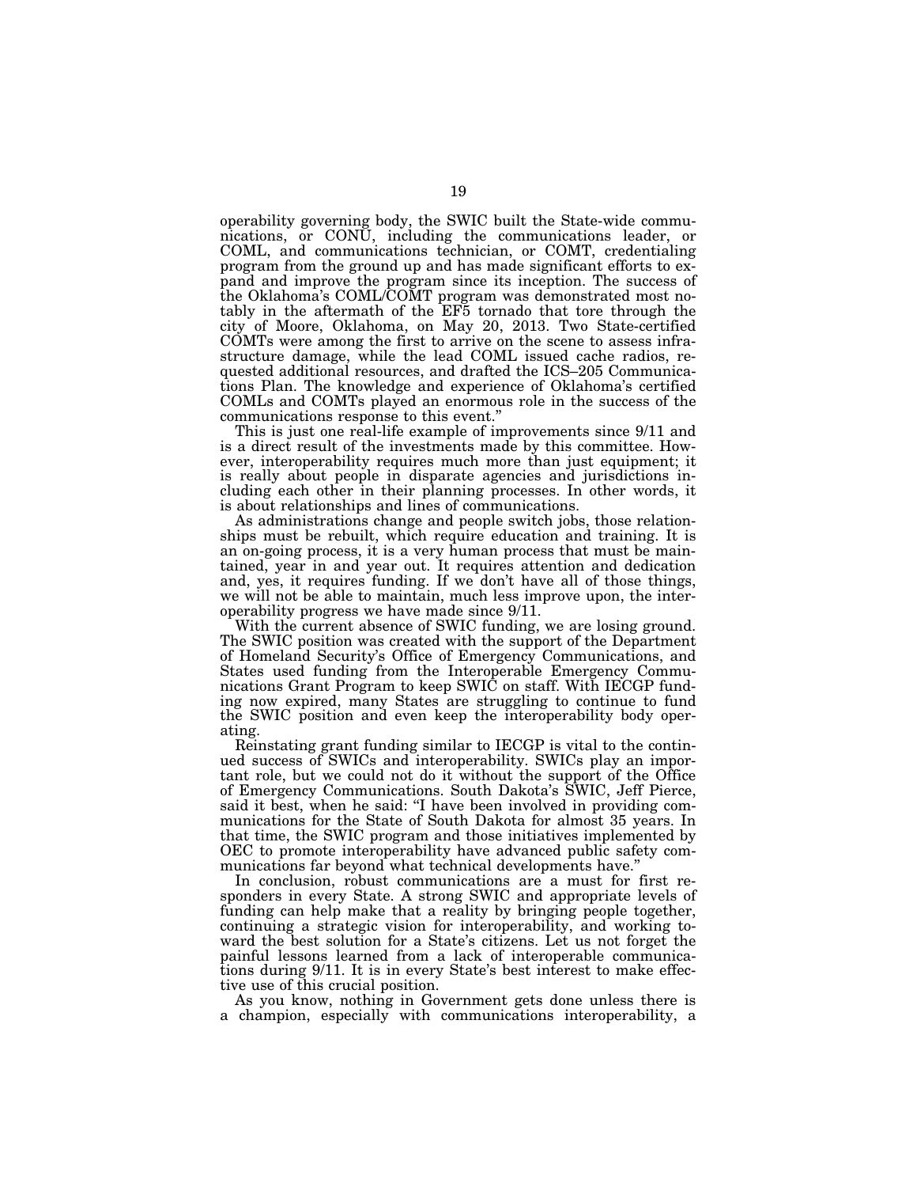operability governing body, the SWIC built the State-wide communications, or CONU, including the communications leader, or COML, and communications technician, or COMT, credentialing program from the ground up and has made significant efforts to expand and improve the program since its inception. The success of the Oklahoma's COML/COMT program was demonstrated most notably in the aftermath of the EF5 tornado that tore through the city of Moore, Oklahoma, on May 20, 2013. Two State-certified COMTs were among the first to arrive on the scene to assess infrastructure damage, while the lead COML issued cache radios, requested additional resources, and drafted the ICS–205 Communications Plan. The knowledge and experience of Oklahoma's certified COMLs and COMTs played an enormous role in the success of the communications response to this event."

This is just one real-life example of improvements since 9/11 and is a direct result of the investments made by this committee. However, interoperability requires much more than just equipment; it is really about people in disparate agencies and jurisdictions including each other in their planning processes. In other words, it is about relationships and lines of communications.

As administrations change and people switch jobs, those relationships must be rebuilt, which require education and training. It is an on-going process, it is a very human process that must be maintained, year in and year out. It requires attention and dedication and, yes, it requires funding. If we don't have all of those things, we will not be able to maintain, much less improve upon, the interoperability progress we have made since 9/11.

With the current absence of SWIC funding, we are losing ground. The SWIC position was created with the support of the Department of Homeland Security's Office of Emergency Communications, and States used funding from the Interoperable Emergency Communications Grant Program to keep SWIC on staff. With IECGP funding now expired, many States are struggling to continue to fund the SWIC position and even keep the interoperability body operating.

Reinstating grant funding similar to IECGP is vital to the continued success of SWICs and interoperability. SWICs play an important role, but we could not do it without the support of the Office of Emergency Communications. South Dakota's SWIC, Jeff Pierce, said it best, when he said: "I have been involved in providing communications for the State of South Dakota for almost 35 years. In that time, the SWIC program and those initiatives implemented by OEC to promote interoperability have advanced public safety communications far beyond what technical developments have."

In conclusion, robust communications are a must for first responders in every State. A strong SWIC and appropriate levels of funding can help make that a reality by bringing people together, continuing a strategic vision for interoperability, and working toward the best solution for a State's citizens. Let us not forget the painful lessons learned from a lack of interoperable communications during 9/11. It is in every State's best interest to make effective use of this crucial position.

As you know, nothing in Government gets done unless there is a champion, especially with communications interoperability, a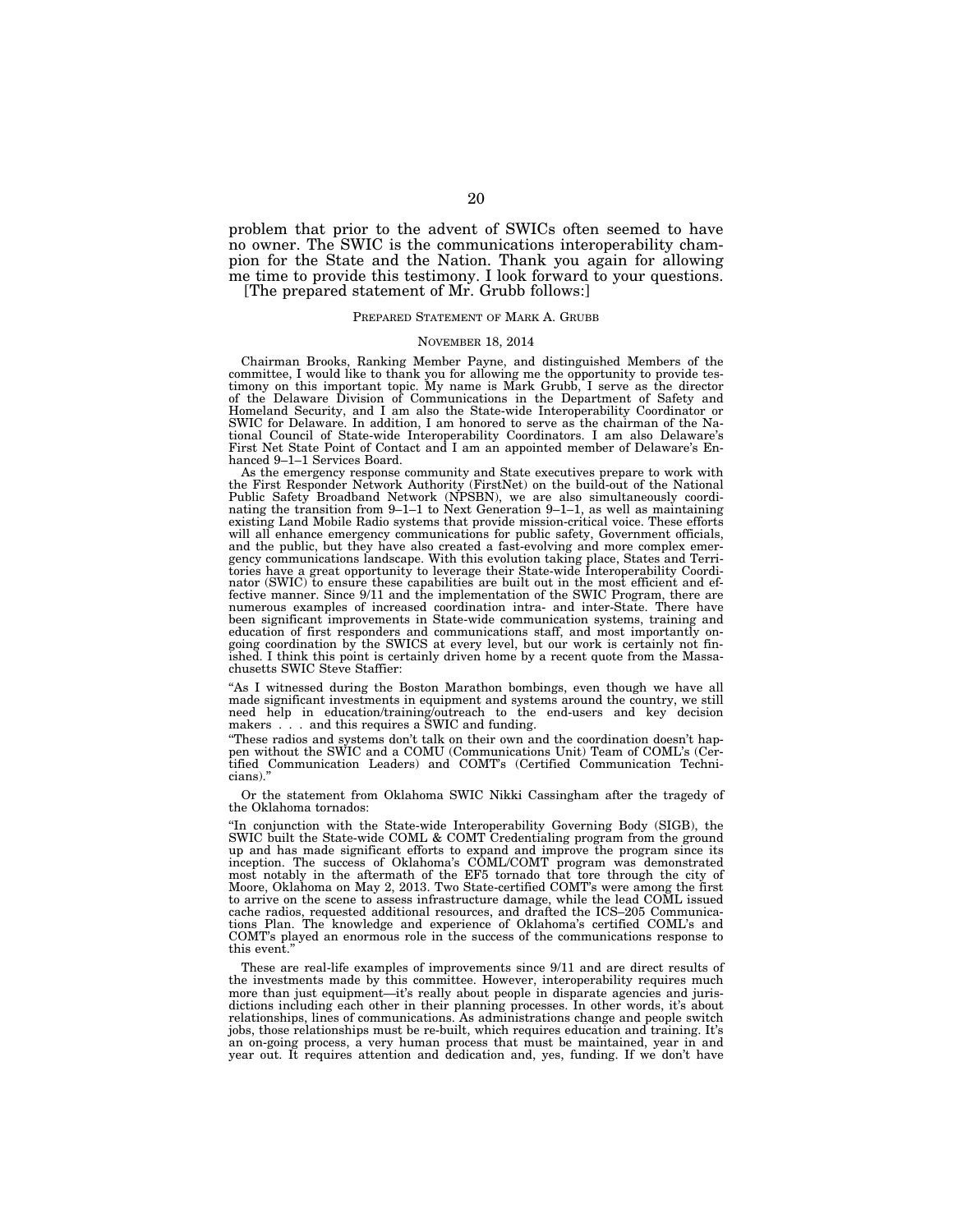problem that prior to the advent of SWICs often seemed to have no owner. The SWIC is the communications interoperability champion for the State and the Nation. Thank you again for allowing me time to provide this testimony. I look forward to your questions.

[The prepared statement of Mr. Grubb follows:]

PREPARED STATEMENT OF MARK A. GRUBB

NOVEMBER 18, 2014

Chairman Brooks, Ranking Member Payne, and distinguished Members of the committee, I would like to thank you for allowing me the opportunity to provide testimony on this important topic. My name is Mark Grubb, I serve as the director of the Delaware Division of Communications in the Department of Safety and Homeland Security, and I am also the State-wide Interoperability Coordinator or SWIC for Delaware. In addition, I am honored to serve as the chairman of the National Council of State-wide Interoperability Coordinators. I am also Delaware's First Net State Point of Contact and I am an appointed member of Delaware's Enhanced 9–1–1 Services Board.

As the emergency response community and State executives prepare to work with the First Responder Network Authority (FirstNet) on the build-out of the National Public Safety Broadband Network (NPSBN), we are also simultaneously coordinating the transition from 9–1–1 to Next Generation 9–1–1, as well as maintaining existing Land Mobile Radio systems that provide mission-critical voice. These efforts will all enhance emergency communications for public safety, Government officials, and the public, but they have also created a fast-evolving and more complex emergency communications landscape. With this evolution taking place, States and Territories have a great opportunity to leverage their State-wide Interoperability Coordinator (SWIC) to ensure these capabilities are built out in the most efficient and effective manner. Since 9/11 and the implementation of the SWIC Program, there are numerous examples of increased coordination intra- and inter-State. There have been significant improvements in State-wide communication systems, training and education of first responders and communications staff, and most importantly on-going coordination by the SWICS at every level, but our work is certainly not finished. I think this point is certainly driven home by a recent quote from the Massachusetts SWIC Steve Staffier:

"As I witnessed during the Boston Marathon bombings, even though we have all made significant investments in equipment and systems around the country, we still need help in education/training/outreach to the end-users and key decision makers . . . and this requires a SWIC and funding.

"These radios and systems don't talk on their own and the coordination doesn't happen without the SWIC and a COMU (Communications Unit) Team of COML's (Certified Communication Leaders) and COMT's (Certified Communication Technicians)."

Or the statement from Oklahoma SWIC Nikki Cassingham after the tragedy of the Oklahoma tornados:

"In conjunction with the State-wide Interoperability Governing Body (SIGB), the SWIC built the State-wide COML & COMT Credentialing program from the ground up and has made significant efforts to expand and improve the program since its inception. The success of Oklahoma's COML/COMT program was demonstrated most notably in the aftermath of the EF5 tornado that tore through the city of Moore, Oklahoma on May 2, 2013. Two State-certified COMT's were among the first to arrive on the scene to assess infrastructure damage, while the lead COML issued cache radios, requested additional resources, and drafted the ICS–205 Communications Plan. The knowledge and experience of Oklahoma's certified COML's and COMT's played an enormous role in the success of the communications response to this event."

These are real-life examples of improvements since 9/11 and are direct results of the investments made by this committee. However, interoperability requires much more than just equipment—it's really about people in disparate agencies and jurisdictions including each other in their planning processes. In other words, it's about relationships, lines of communications. As administrations change and people switch jobs, those relationships must be re-built, which requires education and training. It's an on-going process, a very human process that must be maintained, year in and year out. It requires attention and dedication and, yes, funding. If we don't have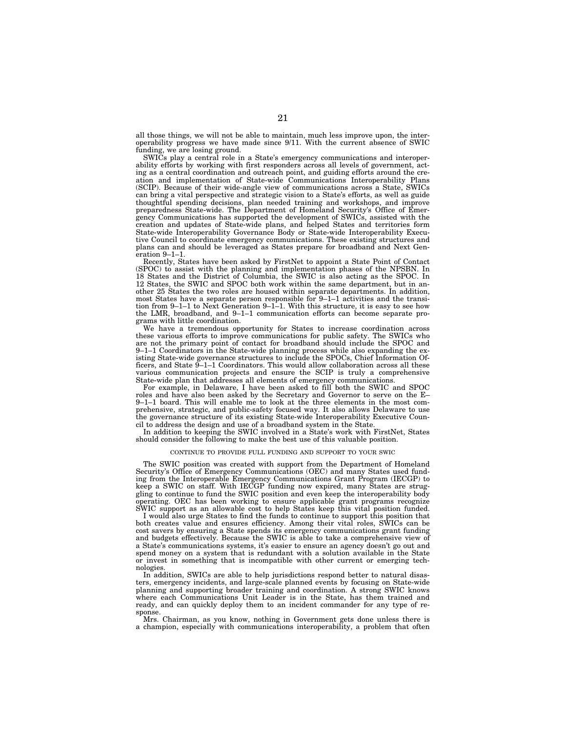all those things, we will not be able to maintain, much less improve upon, the interoperability progress we have made since 9/11. With the current absence of SWIC funding, we are losing ground.

SWICs play a central role in a State's emergency communications and interoperability efforts by working with first responders across all levels of government, acting as a central coordination and outreach point, and guiding efforts around the creation and implementation of State-wide Communications Interoperability Plans (SCIP). Because of their wide-angle view of communications across a State, SWICs can bring a vital perspective and strategic vision to a State's efforts, as well as guide thoughtful spending decisions, plan needed training and workshops, and improve preparedness State-wide. The Department of Homeland Security's Office of Emergency Communications has supported the development of SWICs, assisted with the creation and updates of State-wide plans, and helped States and territories form State-wide Interoperability Governance Body or State-wide Interoperability Executive Council to coordinate emergency communications. These existing structures and plans can and should be leveraged as States prepare for broadband and Next Generation 9–1–1.

Recently, States have been asked by FirstNet to appoint a State Point of Contact (SPOC) to assist with the planning and implementation phases of the NPSBN. In 18 States and the District of Columbia, the SWIC is also acting as the SPOC. In 12 States, the SWIC and SPOC both work within the same department, but in another 25 States the two roles are housed within separate departments. In addition, most States have a separate person responsible for 9–1–1 activities and the transition from 9–1–1 to Next Generation 9–1–1. With this structure, it is easy to see how the LMR, broadband, and 9–1–1 communication efforts can become separate programs with little coordination.

We have a tremendous opportunity for States to increase coordination across these various efforts to improve communications for public safety. The SWICs who are not the primary point of contact for broadband should include the SPOC and 9–1–1 Coordinators in the State-wide planning process while also expanding the existing State-wide governance structures to include the SPOCs, Chief Information Officers, and State 9–1–1 Coordinators. This would allow collaboration across all these various communication projects and ensure the SCIP is truly a comprehensive State-wide plan that addresses all elements of emergency communications.

For example, in Delaware, I have been asked to fill both the SWIC and SPOC roles and have also been asked by the Secretary and Governor to serve on the E–9–1–1 board. This will enable me to look at the three elements in the most comprehensive, strategic, and public-safety focused way. It also allows Delaware to use the governance structure of its existing State-wide Interoperability Executive Council to address the design and use of a broadband system in the State.

In addition to keeping the SWIC involved in a State's work with FirstNet, States should consider the following to make the best use of this valuable position.

CONTINUE TO PROVIDE FULL FUNDING AND SUPPORT TO YOUR SWIC

The SWIC position was created with support from the Department of Homeland Security's Office of Emergency Communications (OEC) and many States used funding from the Interoperable Emergency Communications Grant Program (IECGP) to keep a SWIC on staff. With IECGP funding now expired, many States are struggling to continue to fund the SWIC position and even keep the interoperability body operating. OEC has been working to ensure applicable grant programs recognize SWIC support as an allowable cost to help States keep this vital position funded.

I would also urge States to find the funds to continue to support this position that both creates value and ensures efficiency. Among their vital roles, SWICs can be cost savers by ensuring a State spends its emergency communications grant funding and budgets effectively. Because the SWIC is able to take a comprehensive view of a State's communications systems, it's easier to ensure an agency doesn't go out and spend money on a system that is redundant with a solution available in the State or invest in something that is incompatible with other current or emerging technologies.

In addition, SWICs are able to help jurisdictions respond better to natural disasters, emergency incidents, and large-scale planned events by focusing on State-wide planning and supporting broader training and coordination. A strong SWIC knows where each Communications Unit Leader is in the State, has them trained and ready, and can quickly deploy them to an incident commander for any type of response.

Mrs. Chairman, as you know, nothing in Government gets done unless there is a champion, especially with communications interoperability, a problem that often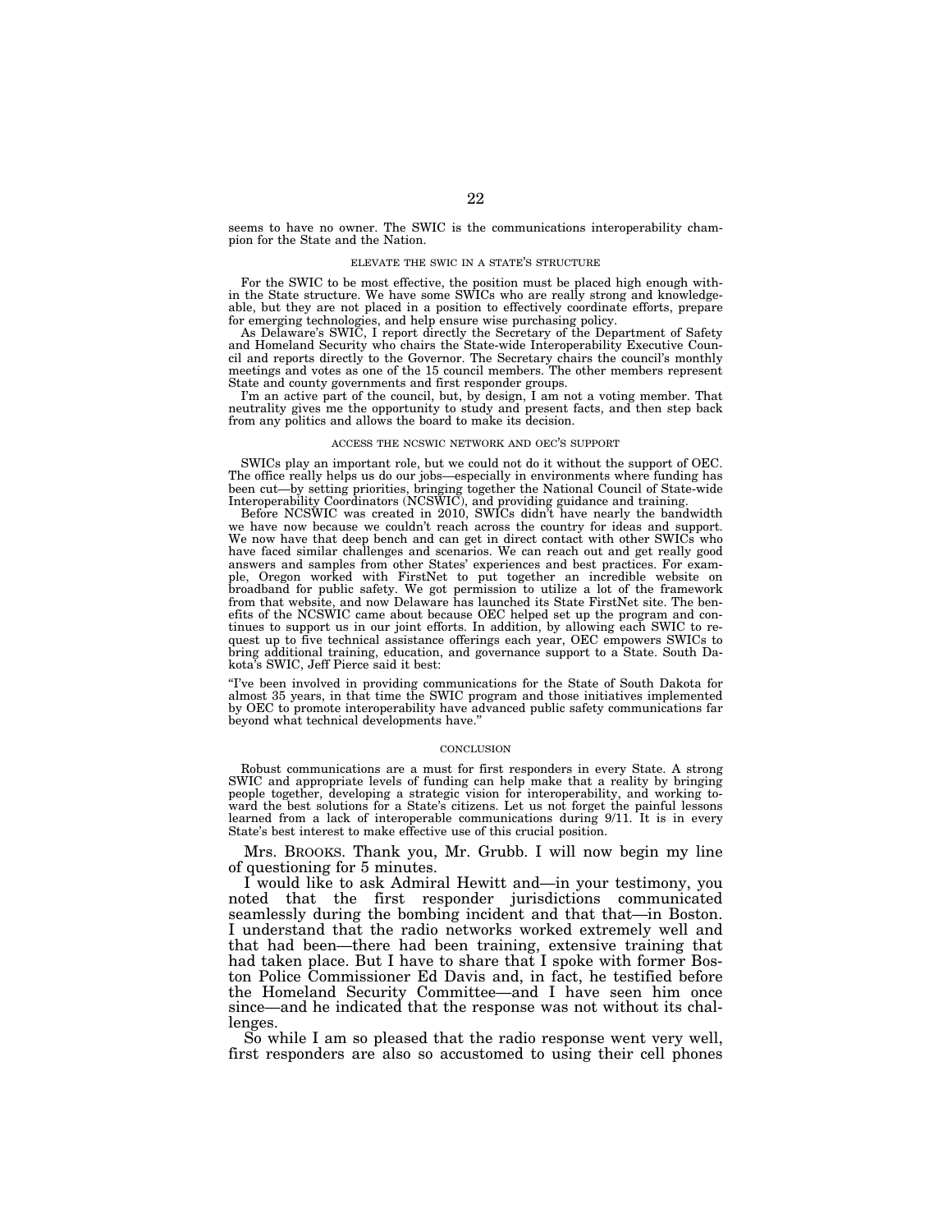seems to have no owner. The SWIC is the communications interoperability champion for the State and the Nation.

### ELEVATE THE SWIC IN A STATE'S STRUCTURE

For the SWIC to be most effective, the position must be placed high enough within the State structure. We have some SWICs who are really strong and knowledgeable, but they are not placed in a position to effectively coordinate efforts, prepare for emerging technologies, and help ensure wise purchasing policy.

As Delaware's SWIC, I report directly the Secretary of the Department of Safety and Homeland Security who chairs the State-wide Interoperability Executive Council and reports directly to the Governor. The Secretary chairs the council's monthly meetings and votes as one of the 15 council members. The other members represent State and county governments and first responder groups.

I'm an active part of the council, but, by design, I am not a voting member. That neutrality gives me the opportunity to study and present facts, and then step back from any politics and allows the board to make its decision.

### ACCESS THE NCSWIC NETWORK AND OEC'S SUPPORT

SWICs play an important role, but we could not do it without the support of OEC. The office really helps us do our jobs—especially in environments where funding has been cut—by setting priorities, bringing together the National Council of State-wide Interoperability Coordinators (NCSWIC), and providing guidance and training.

Before NCSWIC was created in 2010, SWICs didn't have nearly the bandwidth we have now because we couldn't reach across the country for ideas and support. We now have that deep bench and can get in direct contact with other SWICs who have faced similar challenges and scenarios. We can reach out and get really good answers and samples from other States' experiences and best practices. For example, Oregon worked with FirstNet to put together an incredible website on broadband for public safety. We got permission to utilize a lot of the framework from that website, and now Delaware has launched its State FirstNet site. The benefits of the NCSWIC came about because OEC helped set up the program and continues to support us in our joint efforts. In addition, by allowing each SWIC to request up to five technical assistance offerings each year, OEC empowers SWICs to bring additional training, education, and governance support to a State. South Dakota's SWIC, Jeff Pierce said it best:

"I've been involved in providing communications for the State of South Dakota for almost 35 years, in that time the SWIC program and those initiatives implemented by OEC to promote interoperability have advanced public safety communications far beyond what technical developments have."

### CONCLUSION

Robust communications are a must for first responders in every State. A strong SWIC and appropriate levels of funding can help make that a reality by bringing people together, developing a strategic vision for interoperability, and working toward the best solutions for a State's citizens. Let us not forget the painful lessons learned from a lack of interoperable communications during 9/11. It is in every State's best interest to make effective use of this crucial position.

Mrs. BROOKS. Thank you, Mr. Grubb. I will now begin my line of questioning for 5 minutes.

I would like to ask Admiral Hewitt and—in your testimony, you noted that the first responder jurisdictions communicated seamlessly during the bombing incident and that that—in Boston. I understand that the radio networks worked extremely well and that had been—there had been training, extensive training that had taken place. But I have to share that I spoke with former Boston Police Commissioner Ed Davis and, in fact, he testified before the Homeland Security Committee—and I have seen him once since—and he indicated that the response was not without its challenges.

So while I am so pleased that the radio response went very well, first responders are also so accustomed to using their cell phones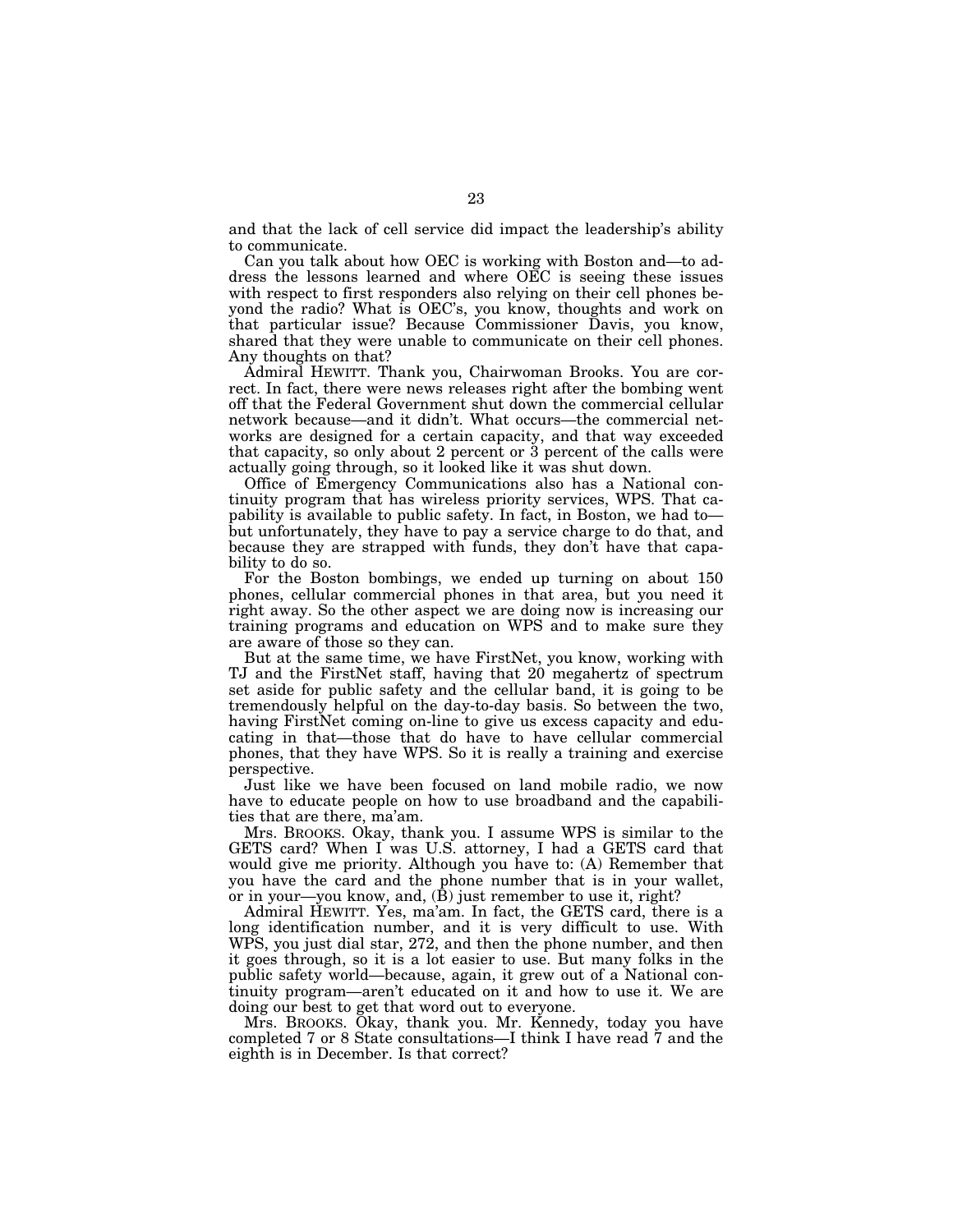and that the lack of cell service did impact the leadership's ability to communicate.

Can you talk about how OEC is working with Boston and—to address the lessons learned and where OEC is seeing these issues with respect to first responders also relying on their cell phones beyond the radio? What is OEC's, you know, thoughts and work on that particular issue? Because Commissioner Davis, you know, shared that they were unable to communicate on their cell phones. Any thoughts on that?

Admiral HEWITT. Thank you, Chairwoman Brooks. You are correct. In fact, there were news releases right after the bombing went off that the Federal Government shut down the commercial cellular network because—and it didn't. What occurs—the commercial networks are designed for a certain capacity, and that way exceeded that capacity, so only about 2 percent or 3 percent of the calls were actually going through, so it looked like it was shut down.

Office of Emergency Communications also has a National continuity program that has wireless priority services, WPS. That capability is available to public safety. In fact, in Boston, we had to—but unfortunately, they have to pay a service charge to do that, and because they are strapped with funds, they don't have that capability to do so.

For the Boston bombings, we ended up turning on about 150 phones, cellular commercial phones in that area, but you need it right away. So the other aspect we are doing now is increasing our training programs and education on WPS and to make sure they are aware of those so they can.

But at the same time, we have FirstNet, you know, working with TJ and the FirstNet staff, having that 20 megahertz of spectrum set aside for public safety and the cellular band, it is going to be tremendously helpful on the day-to-day basis. So between the two, having FirstNet coming on-line to give us excess capacity and educating in that—those that do have to have cellular commercial phones, that they have WPS. So it is really a training and exercise perspective.

Just like we have been focused on land mobile radio, we now have to educate people on how to use broadband and the capabilities that are there, ma'am.

Mrs. BROOKS. Okay, thank you. I assume WPS is similar to the GETS card? When I was U.S. attorney, I had a GETS card that would give me priority. Although you have to: (A) Remember that you have the card and the phone number that is in your wallet, or in your—you know, and, (B) just remember to use it, right?

Admiral HEWITT. Yes, ma'am. In fact, the GETS card, there is a long identification number, and it is very difficult to use. With WPS, you just dial star, 272, and then the phone number, and then it goes through, so it is a lot easier to use. But many folks in the public safety world—because, again, it grew out of a National continuity program—aren't educated on it and how to use it. We are doing our best to get that word out to everyone.

Mrs. BROOKS. Okay, thank you. Mr. Kennedy, today you have completed 7 or 8 State consultations—I think I have read 7 and the eighth is in December. Is that correct?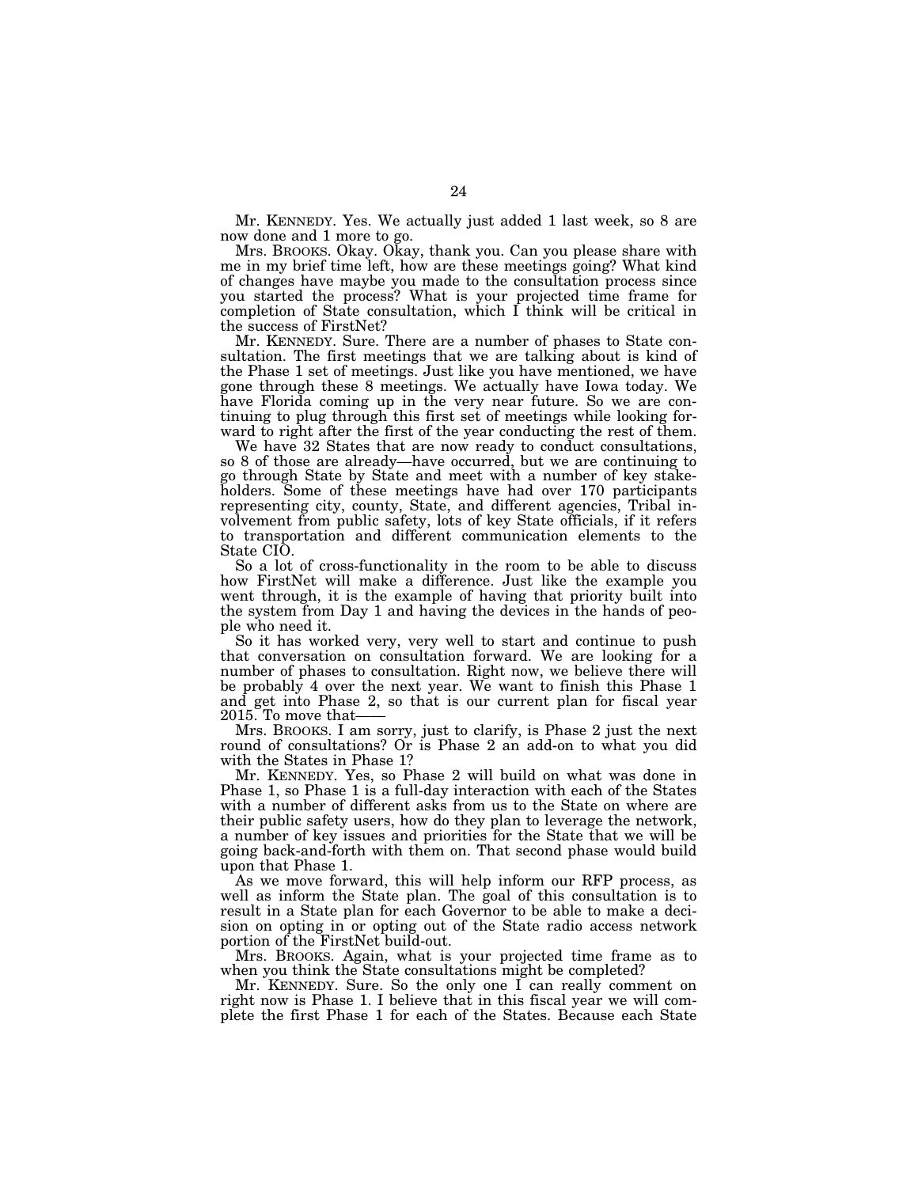Mr. KENNEDY. Yes. We actually just added 1 last week, so 8 are now done and 1 more to go.

Mrs. BROOKS. Okay. Okay, thank you. Can you please share with me in my brief time left, how are these meetings going? What kind of changes have maybe you made to the consultation process since you started the process? What is your projected time frame for completion of State consultation, which I think will be critical in the success of FirstNet?

Mr. KENNEDY. Sure. There are a number of phases to State consultation. The first meetings that we are talking about is kind of the Phase 1 set of meetings. Just like you have mentioned, we have gone through these 8 meetings. We actually have Iowa today. We have Florida coming up in the very near future. So we are continuing to plug through this first set of meetings while looking forward to right after the first of the year conducting the rest of them.

We have 32 States that are now ready to conduct consultations, so 8 of those are already—have occurred, but we are continuing to go through State by State and meet with a number of key stakeholders. Some of these meetings have had over 170 participants representing city, county, State, and different agencies, Tribal involvement from public safety, lots of key State officials, if it refers to transportation and different communication elements to the State CIO.

So a lot of cross-functionality in the room to be able to discuss how FirstNet will make a difference. Just like the example you went through, it is the example of having that priority built into the system from Day 1 and having the devices in the hands of people who need it.

So it has worked very, very well to start and continue to push that conversation on consultation forward. We are looking for a number of phases to consultation. Right now, we believe there will be probably 4 over the next year. We want to finish this Phase 1 and get into Phase 2, so that is our current plan for fiscal year 2015. To move that——

Mrs. BROOKS. I am sorry, just to clarify, is Phase 2 just the next round of consultations? Or is Phase 2 an add-on to what you did with the States in Phase 1?

Mr. KENNEDY. Yes, so Phase 2 will build on what was done in Phase 1, so Phase 1 is a full-day interaction with each of the States with a number of different asks from us to the State on where are their public safety users, how do they plan to leverage the network, a number of key issues and priorities for the State that we will be going back-and-forth with them on. That second phase would build upon that Phase 1.

As we move forward, this will help inform our RFP process, as well as inform the State plan. The goal of this consultation is to result in a State plan for each Governor to be able to make a decision on opting in or opting out of the State radio access network portion of the FirstNet build-out.

Mrs. BROOKS. Again, what is your projected time frame as to when you think the State consultations might be completed?

Mr. KENNEDY. Sure. So the only one I can really comment on right now is Phase 1. I believe that in this fiscal year we will complete the first Phase 1 for each of the States. Because each State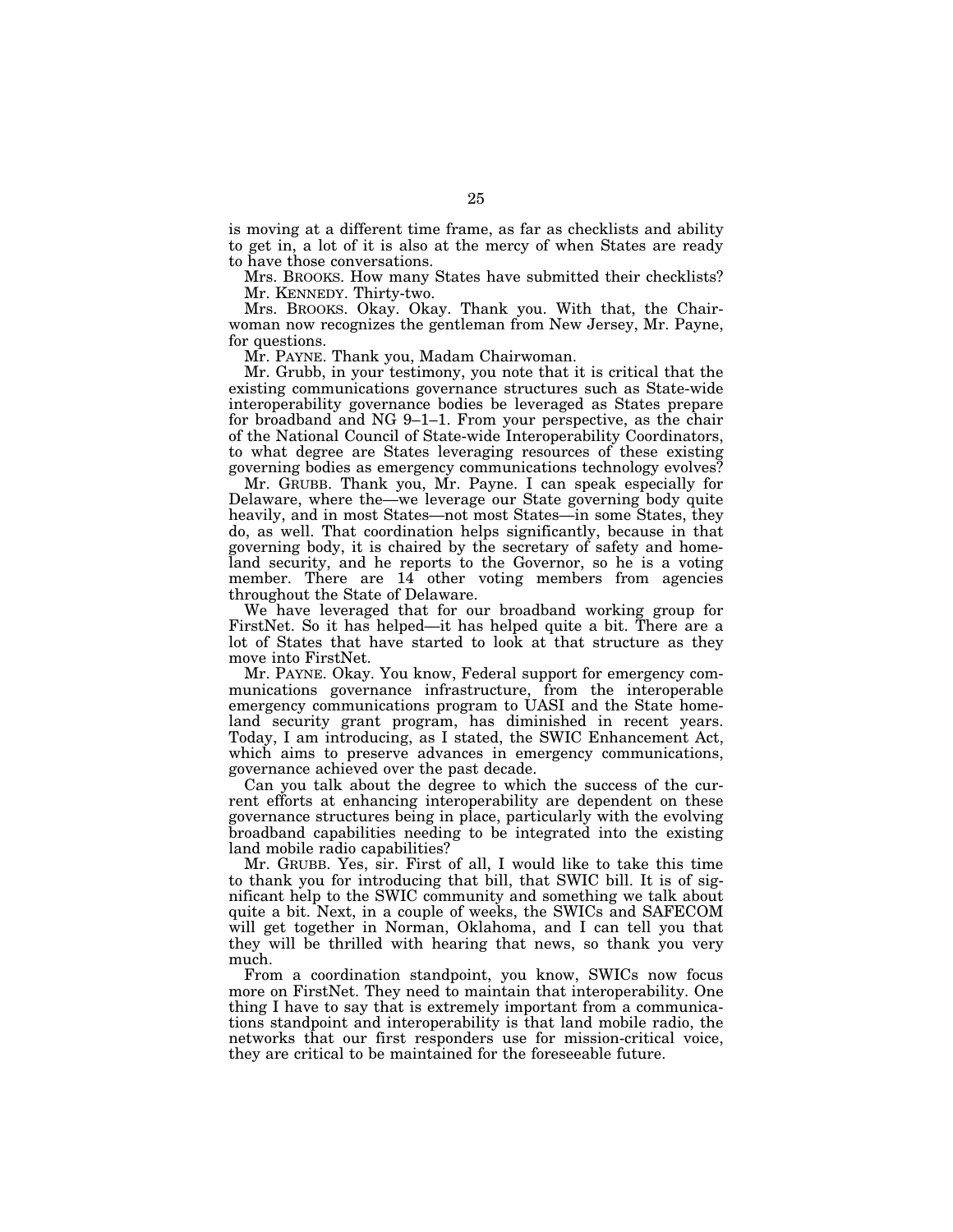is moving at a different time frame, as far as checklists and ability to get in, a lot of it is also at the mercy of when States are ready to have those conversations.

Mrs. BROOKS. How many States have submitted their checklists?

Mr. KENNEDY. Thirty-two.

Mrs. BROOKS. Okay. Okay. Thank you. With that, the Chairwoman now recognizes the gentleman from New Jersey, Mr. Payne, for questions.

Mr. PAYNE. Thank you, Madam Chairwoman.

Mr. Grubb, in your testimony, you note that it is critical that the existing communications governance structures such as State-wide interoperability governance bodies be leveraged as States prepare for broadband and NG 9–1–1. From your perspective, as the chair of the National Council of State-wide Interoperability Coordinators, to what degree are States leveraging resources of these existing governing bodies as emergency communications technology evolves?

Mr. GRUBB. Thank you, Mr. Payne. I can speak especially for Delaware, where the—we leverage our State governing body quite heavily, and in most States—not most States—in some States, they do, as well. That coordination helps significantly, because in that governing body, it is chaired by the secretary of safety and homeland security, and he reports to the Governor, so he is a voting member. There are 14 other voting members from agencies throughout the State of Delaware.

We have leveraged that for our broadband working group for FirstNet. So it has helped—it has helped quite a bit. There are a lot of States that have started to look at that structure as they move into FirstNet.

Mr. PAYNE. Okay. You know, Federal support for emergency communications governance infrastructure, from the interoperable emergency communications program to UASI and the State homeland security grant program, has diminished in recent years. Today, I am introducing, as I stated, the SWIC Enhancement Act, which aims to preserve advances in emergency communications, governance achieved over the past decade.

Can you talk about the degree to which the success of the current efforts at enhancing interoperability are dependent on these governance structures being in place, particularly with the evolving broadband capabilities needing to be integrated into the existing land mobile radio capabilities?

Mr. GRUBB. Yes, sir. First of all, I would like to take this time to thank you for introducing that bill, that SWIC bill. It is of significant help to the SWIC community and something we talk about quite a bit. Next, in a couple of weeks, the SWICs and SAFECOM will get together in Norman, Oklahoma, and I can tell you that they will be thrilled with hearing that news, so thank you very much.

From a coordination standpoint, you know, SWICs now focus more on FirstNet. They need to maintain that interoperability. One thing I have to say that is extremely important from a communications standpoint and interoperability is that land mobile radio, the networks that our first responders use for mission-critical voice, they are critical to be maintained for the foreseeable future.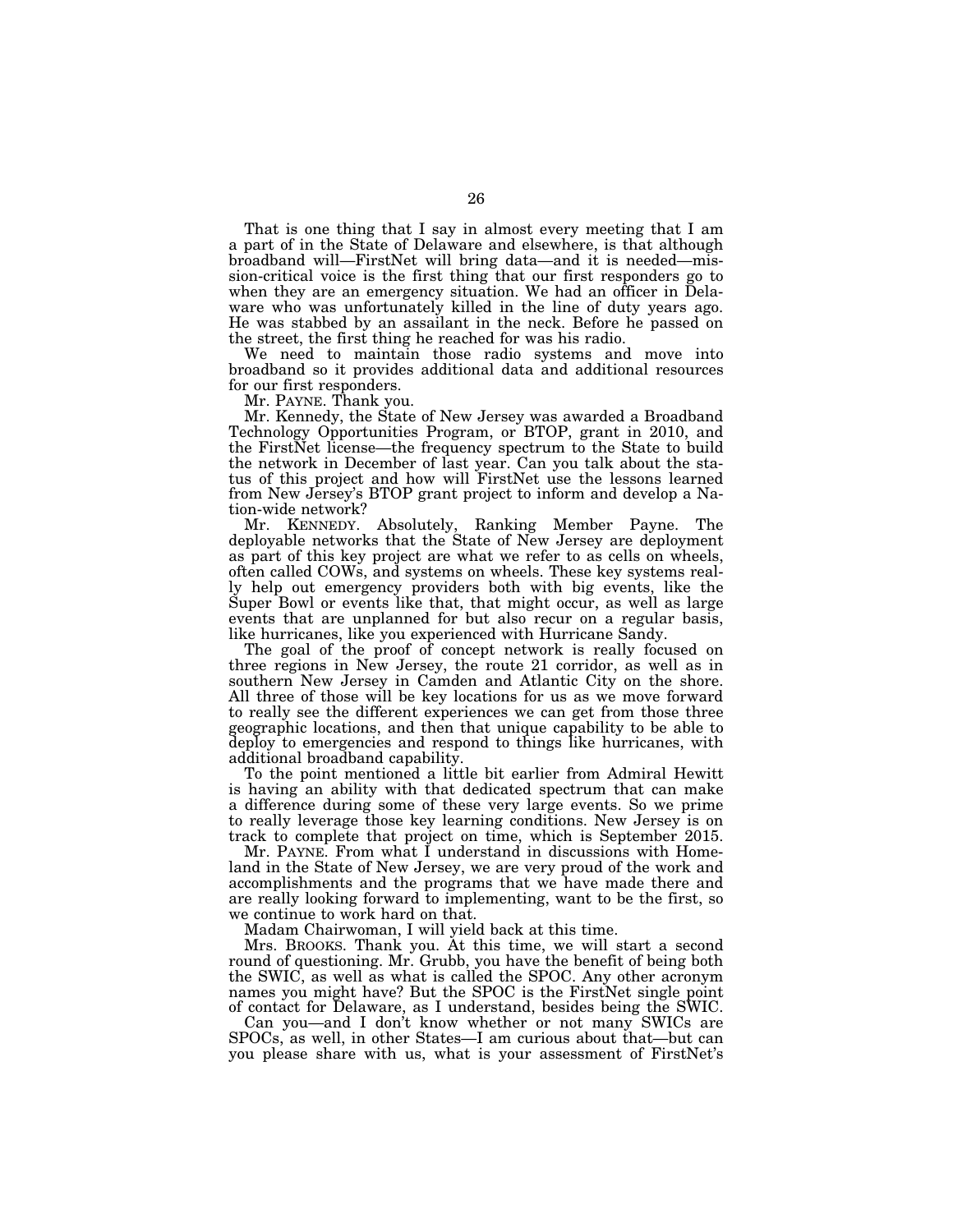That is one thing that I say in almost every meeting that I am a part of in the State of Delaware and elsewhere, is that although broadband will—FirstNet will bring data—and it is needed—mission-critical voice is the first thing that our first responders go to when they are an emergency situation. We had an officer in Delaware who was unfortunately killed in the line of duty years ago. He was stabbed by an assailant in the neck. Before he passed on the street, the first thing he reached for was his radio.

We need to maintain those radio systems and move into broadband so it provides additional data and additional resources for our first responders.

Mr. PAYNE. Thank you.

Mr. Kennedy, the State of New Jersey was awarded a Broadband Technology Opportunities Program, or BTOP, grant in 2010, and the FirstNet license—the frequency spectrum to the State to build the network in December of last year. Can you talk about the status of this project and how will FirstNet use the lessons learned from New Jersey's BTOP grant project to inform and develop a Nation-wide network?

Mr. KENNEDY. Absolutely, Ranking Member Payne. The deployable networks that the State of New Jersey are deployment as part of this key project are what we refer to as cells on wheels, often called COWs, and systems on wheels. These key systems really help out emergency providers both with big events, like the Super Bowl or events like that, that might occur, as well as large events that are unplanned for but also recur on a regular basis, like hurricanes, like you experienced with Hurricane Sandy.

The goal of the proof of concept network is really focused on three regions in New Jersey, the route 21 corridor, as well as in southern New Jersey in Camden and Atlantic City on the shore. All three of those will be key locations for us as we move forward to really see the different experiences we can get from those three geographic locations, and then that unique capability to be able to deploy to emergencies and respond to things like hurricanes, with additional broadband capability.

To the point mentioned a little bit earlier from Admiral Hewitt is having an ability with that dedicated spectrum that can make a difference during some of these very large events. So we prime to really leverage those key learning conditions. New Jersey is on track to complete that project on time, which is September 2015.

Mr. PAYNE. From what I understand in discussions with Homeland in the State of New Jersey, we are very proud of the work and accomplishments and the programs that we have made there and are really looking forward to implementing, want to be the first, so we continue to work hard on that.

Madam Chairwoman, I will yield back at this time.

Mrs. BROOKS. Thank you. At this time, we will start a second round of questioning. Mr. Grubb, you have the benefit of being both the SWIC, as well as what is called the SPOC. Any other acronym names you might have? But the SPOC is the FirstNet single point of contact for Delaware, as I understand, besides being the SWIC.

Can you—and I don't know whether or not many SWICs are SPOCs, as well, in other States—I am curious about that—but can you please share with us, what is your assessment of FirstNet's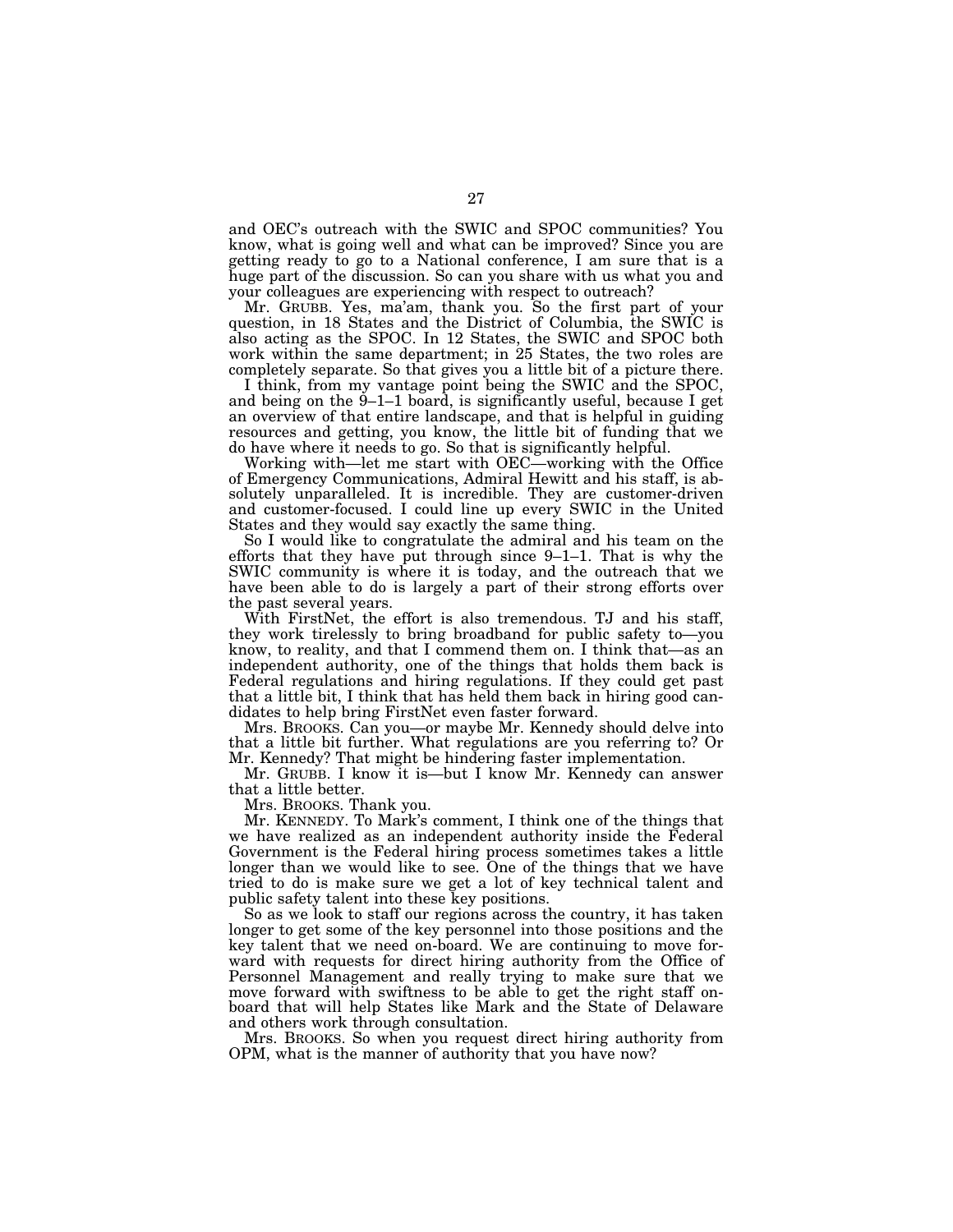and OEC's outreach with the SWIC and SPOC communities? You know, what is going well and what can be improved? Since you are getting ready to go to a National conference, I am sure that is a huge part of the discussion. So can you share with us what you and your colleagues are experiencing with respect to outreach?

Mr. GRUBB. Yes, ma'am, thank you. So the first part of your question, in 18 States and the District of Columbia, the SWIC is also acting as the SPOC. In 12 States, the SWIC and SPOC both work within the same department; in 25 States, the two roles are completely separate. So that gives you a little bit of a picture there.

I think, from my vantage point being the SWIC and the SPOC, and being on the 9–1–1 board, is significantly useful, because I get an overview of that entire landscape, and that is helpful in guiding resources and getting, you know, the little bit of funding that we do have where it needs to go. So that is significantly helpful.

Working with—let me start with OEC—working with the Office of Emergency Communications, Admiral Hewitt and his staff, is absolutely unparalleled. It is incredible. They are customer-driven and customer-focused. I could line up every SWIC in the United States and they would say exactly the same thing.

So I would like to congratulate the admiral and his team on the efforts that they have put through since 9–1–1. That is why the SWIC community is where it is today, and the outreach that we have been able to do is largely a part of their strong efforts over the past several years.

With FirstNet, the effort is also tremendous. TJ and his staff, they work tirelessly to bring broadband for public safety to—you know, to reality, and that I commend them on. I think that—as an independent authority, one of the things that holds them back is Federal regulations and hiring regulations. If they could get past that a little bit, I think that has held them back in hiring good candidates to help bring FirstNet even faster forward.

Mrs. BROOKS. Can you—or maybe Mr. Kennedy should delve into that a little bit further. What regulations are you referring to? Or Mr. Kennedy? That might be hindering faster implementation.

Mr. GRUBB. I know it is—but I know Mr. Kennedy can answer that a little better.

Mrs. BROOKS. Thank you.

Mr. KENNEDY. To Mark's comment, I think one of the things that we have realized as an independent authority inside the Federal Government is the Federal hiring process sometimes takes a little longer than we would like to see. One of the things that we have tried to do is make sure we get a lot of key technical talent and public safety talent into these key positions.

So as we look to staff our regions across the country, it has taken longer to get some of the key personnel into those positions and the key talent that we need on-board. We are continuing to move forward with requests for direct hiring authority from the Office of Personnel Management and really trying to make sure that we move forward with swiftness to be able to get the right staff on-board that will help States like Mark and the State of Delaware and others work through consultation.

Mrs. BROOKS. So when you request direct hiring authority from OPM, what is the manner of authority that you have now?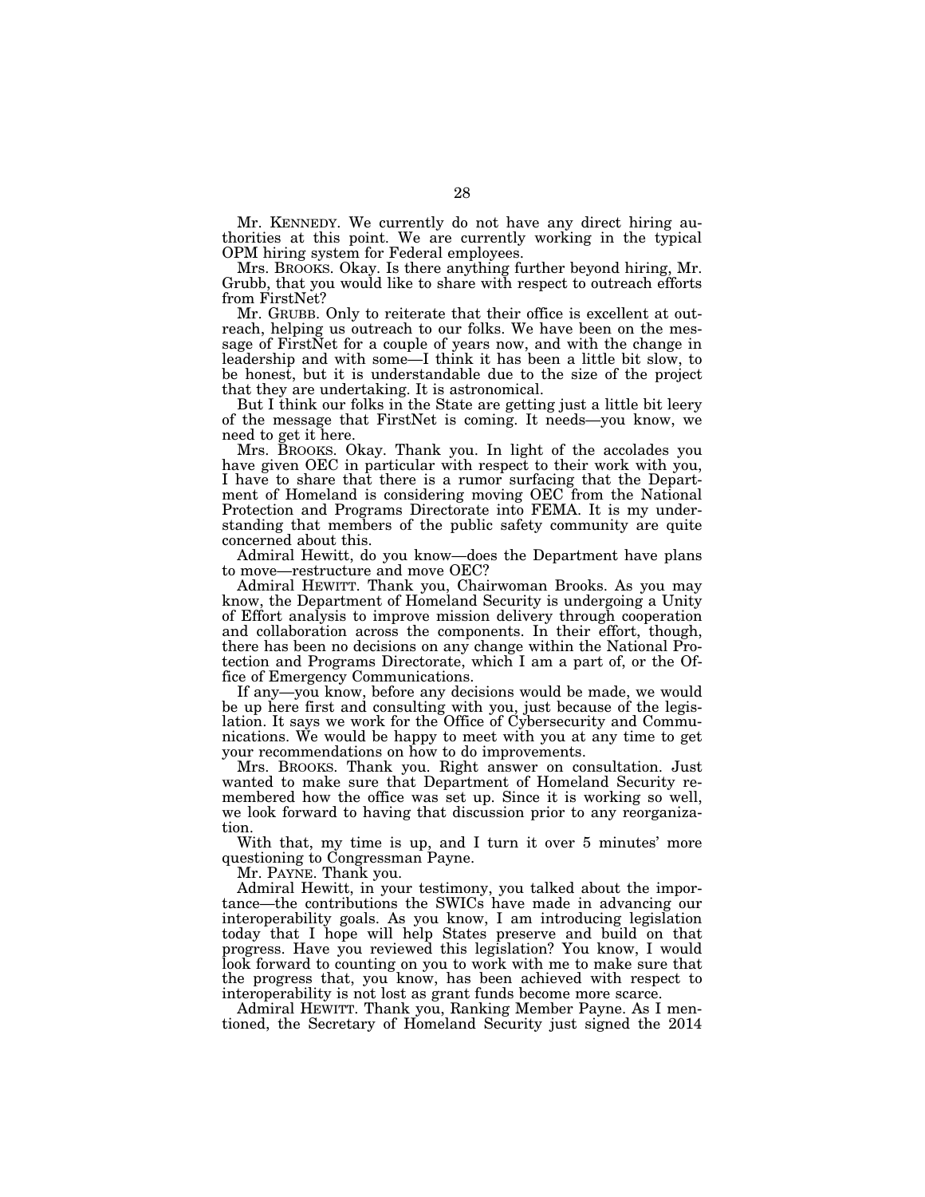Mr. KENNEDY. We currently do not have any direct hiring authorities at this point. We are currently working in the typical OPM hiring system for Federal employees.

Mrs. BROOKS. Okay. Is there anything further beyond hiring, Mr. Grubb, that you would like to share with respect to outreach efforts from FirstNet?

Mr. GRUBB. Only to reiterate that their office is excellent at outreach, helping us outreach to our folks. We have been on the message of FirstNet for a couple of years now, and with the change in leadership and with some—I think it has been a little bit slow, to be honest, but it is understandable due to the size of the project that they are undertaking. It is astronomical.

But I think our folks in the State are getting just a little bit leery of the message that FirstNet is coming. It needs—you know, we need to get it here.

Mrs. BROOKS. Okay. Thank you. In light of the accolades you have given OEC in particular with respect to their work with you, I have to share that there is a rumor surfacing that the Department of Homeland is considering moving OEC from the National Protection and Programs Directorate into FEMA. It is my understanding that members of the public safety community are quite concerned about this.

Admiral Hewitt, do you know—does the Department have plans to move—restructure and move OEC?

Admiral HEWITT. Thank you, Chairwoman Brooks. As you may know, the Department of Homeland Security is undergoing a Unity of Effort analysis to improve mission delivery through cooperation and collaboration across the components. In their effort, though, there has been no decisions on any change within the National Protection and Programs Directorate, which I am a part of, or the Office of Emergency Communications.

If any—you know, before any decisions would be made, we would be up here first and consulting with you, just because of the legislation. It says we work for the Office of Cybersecurity and Communications. We would be happy to meet with you at any time to get your recommendations on how to do improvements.

Mrs. BROOKS. Thank you. Right answer on consultation. Just wanted to make sure that Department of Homeland Security remembered how the office was set up. Since it is working so well, we look forward to having that discussion prior to any reorganization.

With that, my time is up, and I turn it over 5 minutes' more questioning to Congressman Payne.

Mr. PAYNE. Thank you.

Admiral Hewitt, in your testimony, you talked about the importance—the contributions the SWICs have made in advancing our interoperability goals. As you know, I am introducing legislation today that I hope will help States preserve and build on that progress. Have you reviewed this legislation? You know, I would look forward to counting on you to work with me to make sure that the progress that, you know, has been achieved with respect to interoperability is not lost as grant funds become more scarce.

Admiral HEWITT. Thank you, Ranking Member Payne. As I mentioned, the Secretary of Homeland Security just signed the 2014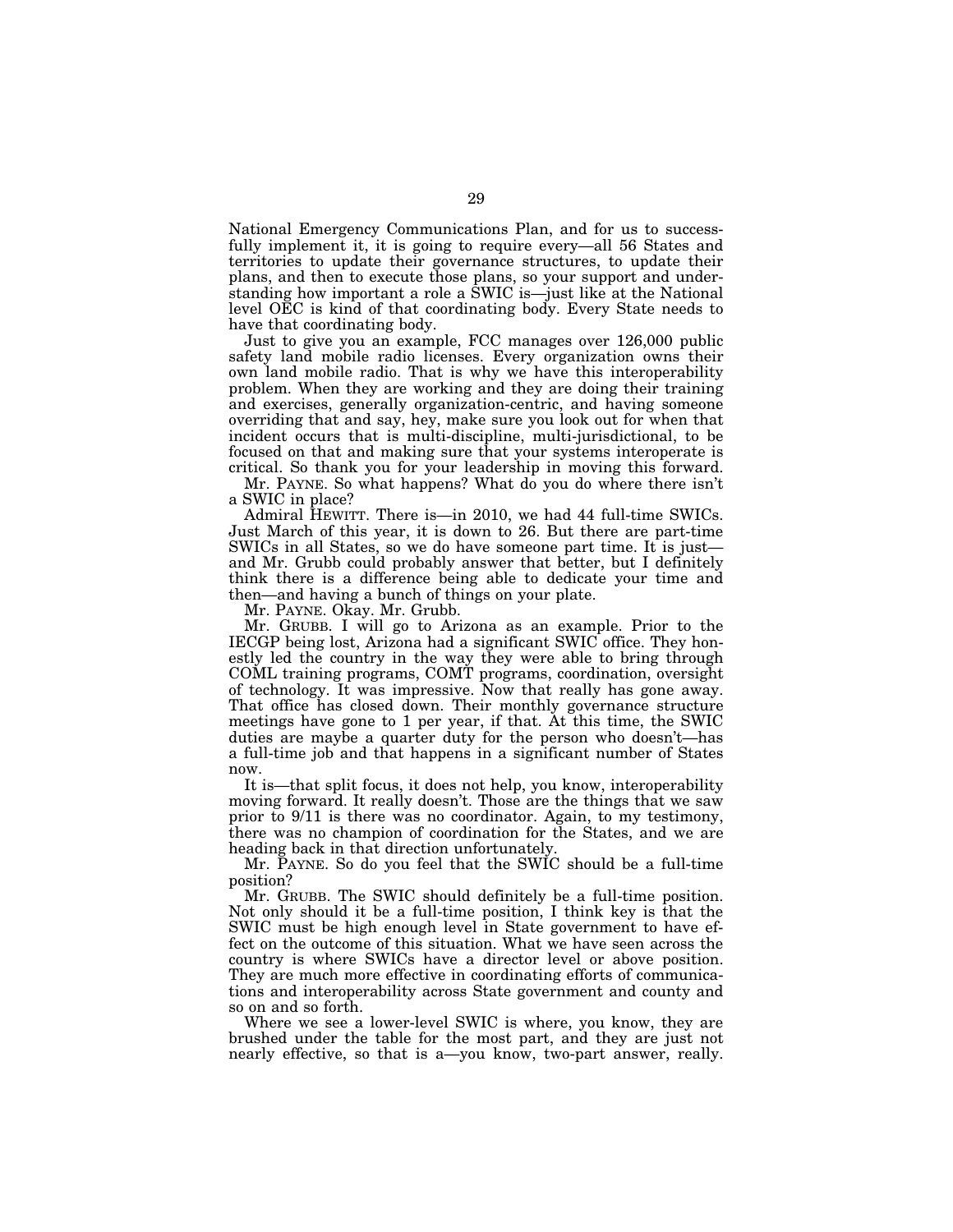National Emergency Communications Plan, and for us to successfully implement it, it is going to require every—all 56 States and territories to update their governance structures, to update their plans, and then to execute those plans, so your support and understanding how important a role a SWIC is—just like at the National level OEC is kind of that coordinating body. Every State needs to have that coordinating body.

Just to give you an example, FCC manages over 126,000 public safety land mobile radio licenses. Every organization owns their own land mobile radio. That is why we have this interoperability problem. When they are working and they are doing their training and exercises, generally organization-centric, and having someone overriding that and say, hey, make sure you look out for when that incident occurs that is multi-discipline, multi-jurisdictional, to be focused on that and making sure that your systems interoperate is critical. So thank you for your leadership in moving this forward.

Mr. PAYNE. So what happens? What do you do where there isn't a SWIC in place?

Admiral HEWITT. There is—in 2010, we had 44 full-time SWICs. Just March of this year, it is down to 26. But there are part-time SWICs in all States, so we do have someone part time. It is just—and Mr. Grubb could probably answer that better, but I definitely think there is a difference being able to dedicate your time and then—and having a bunch of things on your plate.

Mr. PAYNE. Okay. Mr. Grubb.

Mr. GRUBB. I will go to Arizona as an example. Prior to the IECGP being lost, Arizona had a significant SWIC office. They honestly led the country in the way they were able to bring through COML training programs, COMT programs, coordination, oversight of technology. It was impressive. Now that really has gone away. That office has closed down. Their monthly governance structure meetings have gone to 1 per year, if that. At this time, the SWIC duties are maybe a quarter duty for the person who doesn't—has a full-time job and that happens in a significant number of States now.

It is—that split focus, it does not help, you know, interoperability moving forward. It really doesn't. Those are the things that we saw prior to 9/11 is there was no coordinator. Again, to my testimony, there was no champion of coordination for the States, and we are heading back in that direction unfortunately.

Mr. PAYNE. So do you feel that the SWIC should be a full-time position?

Mr. GRUBB. The SWIC should definitely be a full-time position. Not only should it be a full-time position, I think key is that the SWIC must be high enough level in State government to have effect on the outcome of this situation. What we have seen across the country is where SWICs have a director level or above position. They are much more effective in coordinating efforts of communications and interoperability across State government and county and so on and so forth.

Where we see a lower-level SWIC is where, you know, they are brushed under the table for the most part, and they are just not nearly effective, so that is a—you know, two-part answer, really.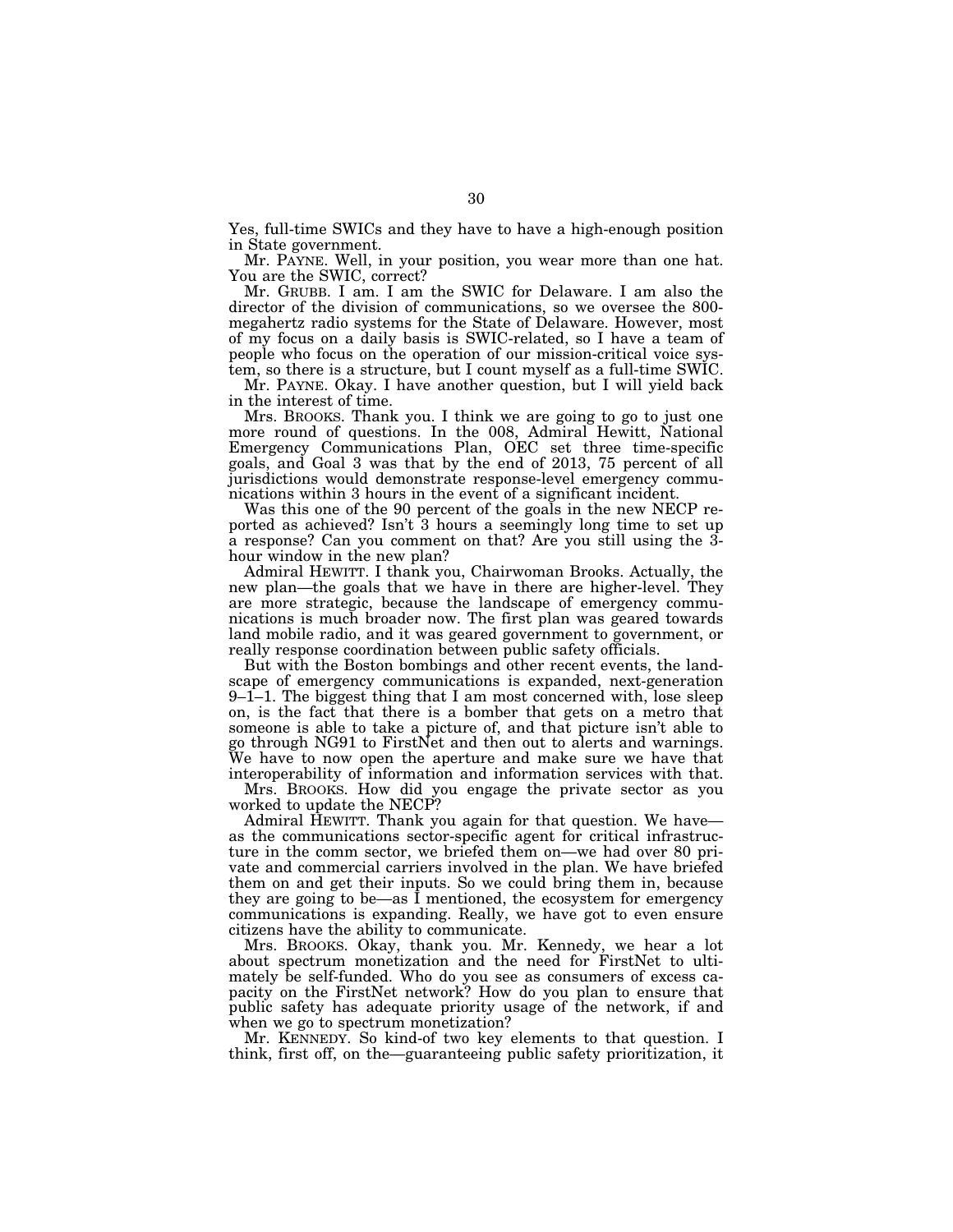Yes, full-time SWICs and they have to have a high-enough position in State government.

Mr. PAYNE. Well, in your position, you wear more than one hat. You are the SWIC, correct?

Mr. GRUBB. I am. I am the SWIC for Delaware. I am also the director of the division of communications, so we oversee the 800-megahertz radio systems for the State of Delaware. However, most of my focus on a daily basis is SWIC-related, so I have a team of people who focus on the operation of our mission-critical voice system, so there is a structure, but I count myself as a full-time SWIC.

Mr. PAYNE. Okay. I have another question, but I will yield back in the interest of time.

Mrs. BROOKS. Thank you. I think we are going to go to just one more round of questions. In the 008, Admiral Hewitt, National Emergency Communications Plan, OEC set three time-specific goals, and Goal 3 was that by the end of 2013, 75 percent of all jurisdictions would demonstrate response-level emergency communications within 3 hours in the event of a significant incident.

Was this one of the 90 percent of the goals in the new NECP reported as achieved? Isn't 3 hours a seemingly long time to set up a response? Can you comment on that? Are you still using the 3-hour window in the new plan?

Admiral HEWITT. I thank you, Chairwoman Brooks. Actually, the new plan—the goals that we have in there are higher-level. They are more strategic, because the landscape of emergency communications is much broader now. The first plan was geared towards land mobile radio, and it was geared government to government, or really response coordination between public safety officials.

But with the Boston bombings and other recent events, the landscape of emergency communications is expanded, next-generation 9–1–1. The biggest thing that I am most concerned with, lose sleep on, is the fact that there is a bomber that gets on a metro that someone is able to take a picture of, and that picture isn't able to go through NG91 to FirstNet and then out to alerts and warnings. We have to now open the aperture and make sure we have that interoperability of information and information services with that.

Mrs. BROOKS. How did you engage the private sector as you worked to update the NECP?

Admiral HEWITT. Thank you again for that question. We have—as the communications sector-specific agent for critical infrastructure in the comm sector, we briefed them on—we had over 80 private and commercial carriers involved in the plan. We have briefed them on and get their inputs. So we could bring them in, because they are going to be—as I mentioned, the ecosystem for emergency communications is expanding. Really, we have got to even ensure citizens have the ability to communicate.

Mrs. BROOKS. Okay, thank you. Mr. Kennedy, we hear a lot about spectrum monetization and the need for FirstNet to ultimately be self-funded. Who do you see as consumers of excess capacity on the FirstNet network? How do you plan to ensure that public safety has adequate priority usage of the network, if and when we go to spectrum monetization?

Mr. KENNEDY. So kind-of two key elements to that question. I think, first off, on the—guaranteeing public safety prioritization, it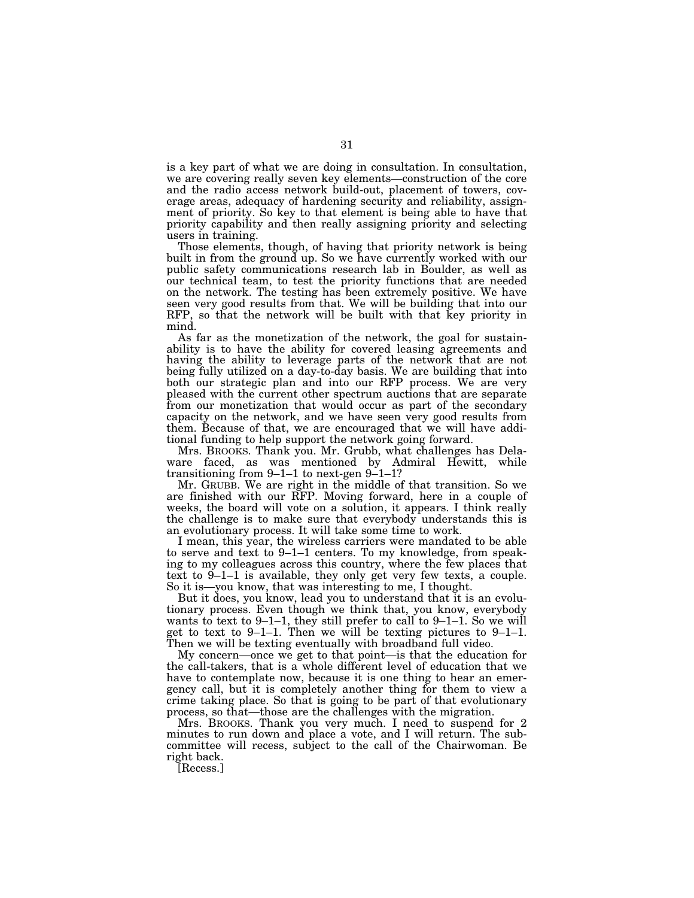is a key part of what we are doing in consultation. In consultation, we are covering really seven key elements—construction of the core and the radio access network build-out, placement of towers, coverage areas, adequacy of hardening security and reliability, assignment of priority. So key to that element is being able to have that priority capability and then really assigning priority and selecting users in training.

Those elements, though, of having that priority network is being built in from the ground up. So we have currently worked with our public safety communications research lab in Boulder, as well as our technical team, to test the priority functions that are needed on the network. The testing has been extremely positive. We have seen very good results from that. We will be building that into our RFP, so that the network will be built with that key priority in mind.

As far as the monetization of the network, the goal for sustainability is to have the ability for covered leasing agreements and having the ability to leverage parts of the network that are not being fully utilized on a day-to-day basis. We are building that into both our strategic plan and into our RFP process. We are very pleased with the current other spectrum auctions that are separate from our monetization that would occur as part of the secondary capacity on the network, and we have seen very good results from them. Because of that, we are encouraged that we will have additional funding to help support the network going forward.

Mrs. BROOKS. Thank you. Mr. Grubb, what challenges has Delaware faced, as was mentioned by Admiral Hewitt, while transitioning from 9–1–1 to next-gen 9–1–1?

Mr. GRUBB. We are right in the middle of that transition. So we are finished with our RFP. Moving forward, here in a couple of weeks, the board will vote on a solution, it appears. I think really the challenge is to make sure that everybody understands this is an evolutionary process. It will take some time to work.

I mean, this year, the wireless carriers were mandated to be able to serve and text to 9–1–1 centers. To my knowledge, from speaking to my colleagues across this country, where the few places that text to 9–1–1 is available, they only get very few texts, a couple. So it is—you know, that was interesting to me, I thought.

But it does, you know, lead you to understand that it is an evolutionary process. Even though we think that, you know, everybody wants to text to 9–1–1, they still prefer to call to 9–1–1. So we will get to text to 9–1–1. Then we will be texting pictures to 9–1–1. Then we will be texting eventually with broadband full video.

My concern—once we get to that point—is that the education for the call-takers, that is a whole different level of education that we have to contemplate now, because it is one thing to hear an emergency call, but it is completely another thing for them to view a crime taking place. So that is going to be part of that evolutionary process, so that—those are the challenges with the migration.

Mrs. BROOKS. Thank you very much. I need to suspend for 2 minutes to run down and place a vote, and I will return. The subcommittee will recess, subject to the call of the Chairwoman. Be right back.

[Recess.]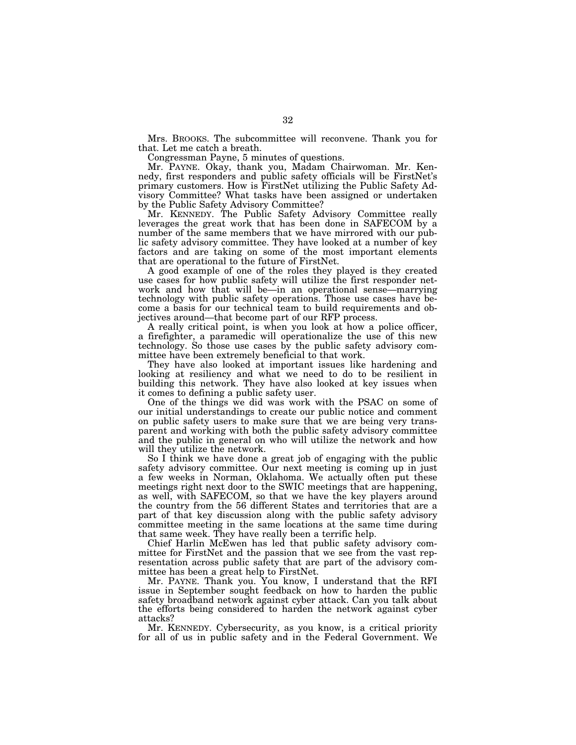Mrs. BROOKS. The subcommittee will reconvene. Thank you for that. Let me catch a breath.

Congressman Payne, 5 minutes of questions.

Mr. PAYNE. Okay, thank you, Madam Chairwoman. Mr. Kennedy, first responders and public safety officials will be FirstNet's primary customers. How is FirstNet utilizing the Public Safety Advisory Committee? What tasks have been assigned or undertaken by the Public Safety Advisory Committee?

Mr. KENNEDY. The Public Safety Advisory Committee really leverages the great work that has been done in SAFECOM by a number of the same members that we have mirrored with our public safety advisory committee. They have looked at a number of key factors and are taking on some of the most important elements that are operational to the future of FirstNet.

A good example of one of the roles they played is they created use cases for how public safety will utilize the first responder network and how that will be—in an operational sense—marrying technology with public safety operations. Those use cases have become a basis for our technical team to build requirements and objectives around—that become part of our RFP process.

A really critical point, is when you look at how a police officer, a firefighter, a paramedic will operationalize the use of this new technology. So those use cases by the public safety advisory committee have been extremely beneficial to that work.

They have also looked at important issues like hardening and looking at resiliency and what we need to do to be resilient in building this network. They have also looked at key issues when it comes to defining a public safety user.

One of the things we did was work with the PSAC on some of our initial understandings to create our public notice and comment on public safety users to make sure that we are being very transparent and working with both the public safety advisory committee and the public in general on who will utilize the network and how will they utilize the network.

So I think we have done a great job of engaging with the public safety advisory committee. Our next meeting is coming up in just a few weeks in Norman, Oklahoma. We actually often put these meetings right next door to the SWIC meetings that are happening, as well, with SAFECOM, so that we have the key players around the country from the 56 different States and territories that are a part of that key discussion along with the public safety advisory committee meeting in the same locations at the same time during that same week. They have really been a terrific help.

Chief Harlin McEwen has led that public safety advisory committee for FirstNet and the passion that we see from the vast representation across public safety that are part of the advisory committee has been a great help to FirstNet.

Mr. PAYNE. Thank you. You know, I understand that the RFI issue in September sought feedback on how to harden the public safety broadband network against cyber attack. Can you talk about the efforts being considered to harden the network against cyber attacks?

Mr. KENNEDY. Cybersecurity, as you know, is a critical priority for all of us in public safety and in the Federal Government. We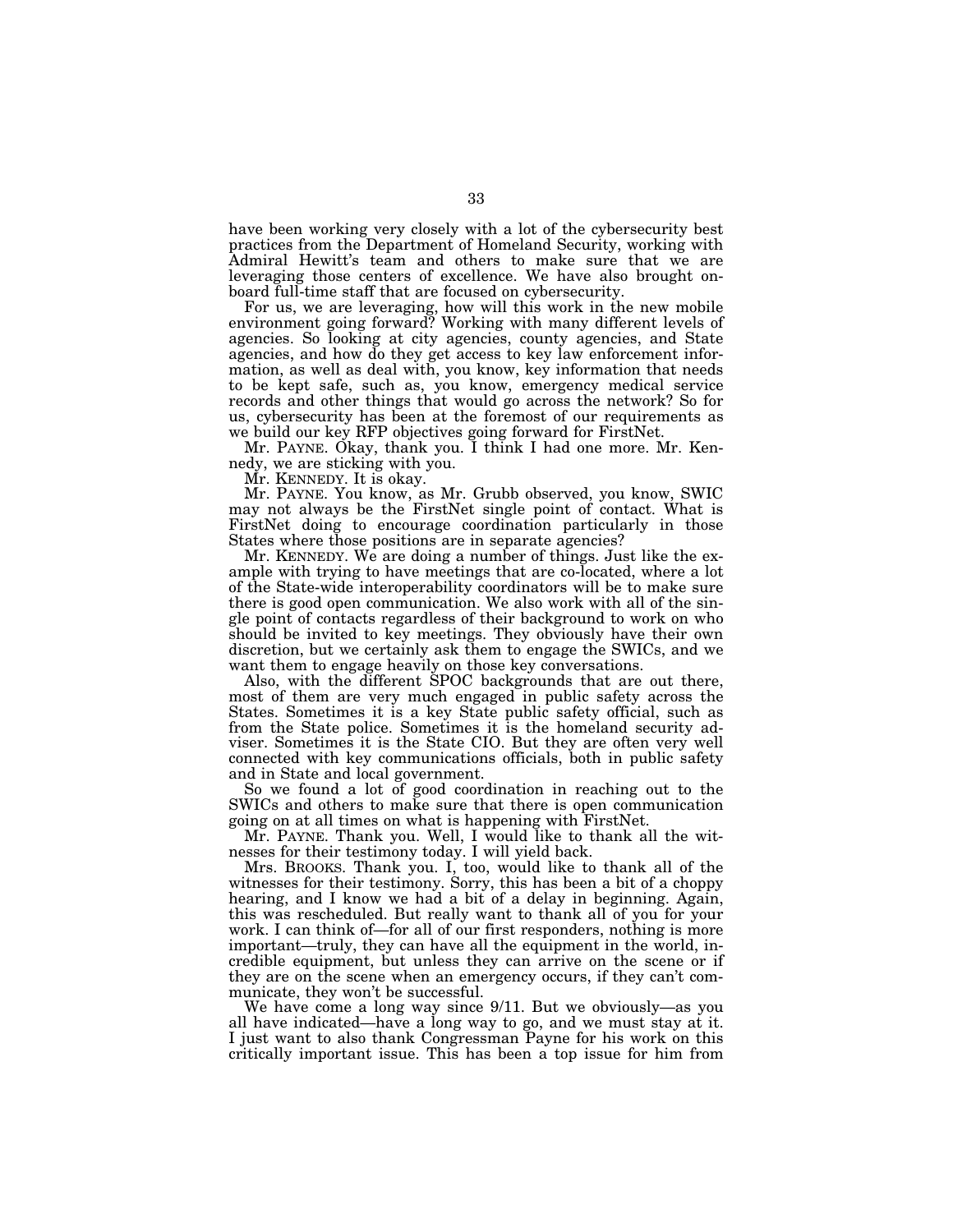have been working very closely with a lot of the cybersecurity best practices from the Department of Homeland Security, working with Admiral Hewitt's team and others to make sure that we are leveraging those centers of excellence. We have also brought on-board full-time staff that are focused on cybersecurity.

For us, we are leveraging, how will this work in the new mobile environment going forward? Working with many different levels of agencies. So looking at city agencies, county agencies, and State agencies, and how do they get access to key law enforcement information, as well as deal with, you know, key information that needs to be kept safe, such as, you know, emergency medical service records and other things that would go across the network? So for us, cybersecurity has been at the foremost of our requirements as we build our key RFP objectives going forward for FirstNet.

Mr. PAYNE. Okay, thank you. I think I had one more. Mr. Kennedy, we are sticking with you.

Mr. KENNEDY. It is okay.

Mr. PAYNE. You know, as Mr. Grubb observed, you know, SWIC may not always be the FirstNet single point of contact. What is FirstNet doing to encourage coordination particularly in those States where those positions are in separate agencies?

Mr. KENNEDY. We are doing a number of things. Just like the example with trying to have meetings that are co-located, where a lot of the State-wide interoperability coordinators will be to make sure there is good open communication. We also work with all of the single point of contacts regardless of their background to work on who should be invited to key meetings. They obviously have their own discretion, but we certainly ask them to engage the SWICs, and we want them to engage heavily on those key conversations.

Also, with the different SPOC backgrounds that are out there, most of them are very much engaged in public safety across the States. Sometimes it is a key State public safety official, such as from the State police. Sometimes it is the homeland security adviser. Sometimes it is the State CIO. But they are often very well connected with key communications officials, both in public safety and in State and local government.

So we found a lot of good coordination in reaching out to the SWICs and others to make sure that there is open communication going on at all times on what is happening with FirstNet.

Mr. PAYNE. Thank you. Well, I would like to thank all the witnesses for their testimony today. I will yield back.

Mrs. BROOKS. Thank you. I, too, would like to thank all of the witnesses for their testimony. Sorry, this has been a bit of a choppy hearing, and I know we had a bit of a delay in beginning. Again, this was rescheduled. But really want to thank all of you for your work. I can think of—for all of our first responders, nothing is more important—truly, they can have all the equipment in the world, incredible equipment, but unless they can arrive on the scene or if they are on the scene when an emergency occurs, if they can't communicate, they won't be successful.

We have come a long way since 9/11. But we obviously—as you all have indicated—have a long way to go, and we must stay at it. I just want to also thank Congressman Payne for his work on this critically important issue. This has been a top issue for him from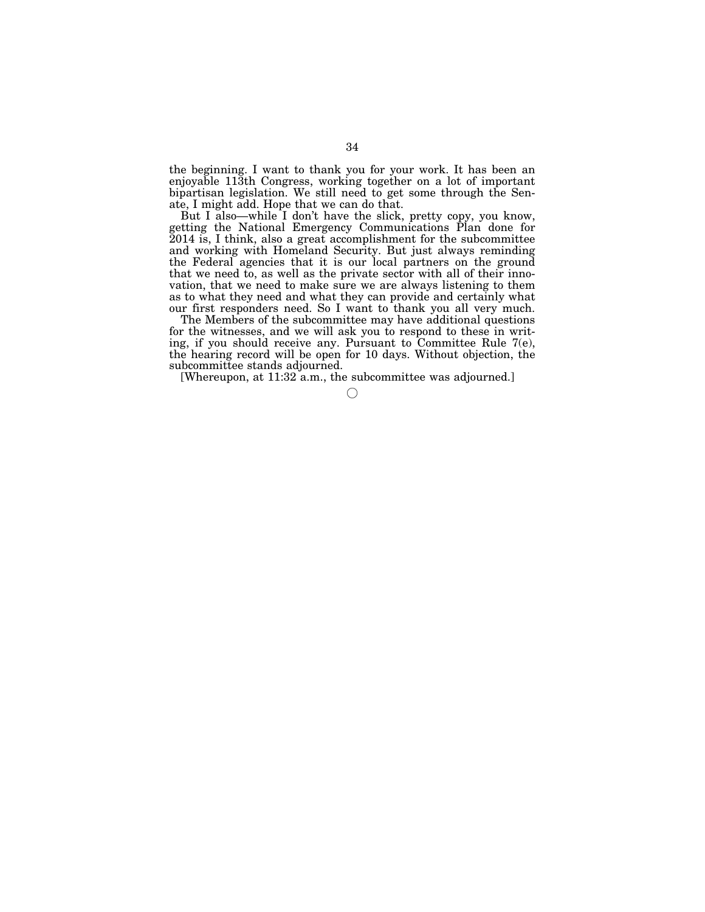the beginning. I want to thank you for your work. It has been an enjoyable 113th Congress, working together on a lot of important bipartisan legislation. We still need to get some through the Senate, I might add. Hope that we can do that.

But I also—while I don't have the slick, pretty copy, you know, getting the National Emergency Communications Plan done for 2014 is, I think, also a great accomplishment for the subcommittee and working with Homeland Security. But just always reminding the Federal agencies that it is our local partners on the ground that we need to, as well as the private sector with all of their innovation, that we need to make sure we are always listening to them as to what they need and what they can provide and certainly what our first responders need. So I want to thank you all very much.

The Members of the subcommittee may have additional questions for the witnesses, and we will ask you to respond to these in writing, if you should receive any. Pursuant to Committee Rule 7(e), the hearing record will be open for 10 days. Without objection, the subcommittee stands adjourned.

[Whereupon, at 11:32 a.m., the subcommittee was adjourned.]

○